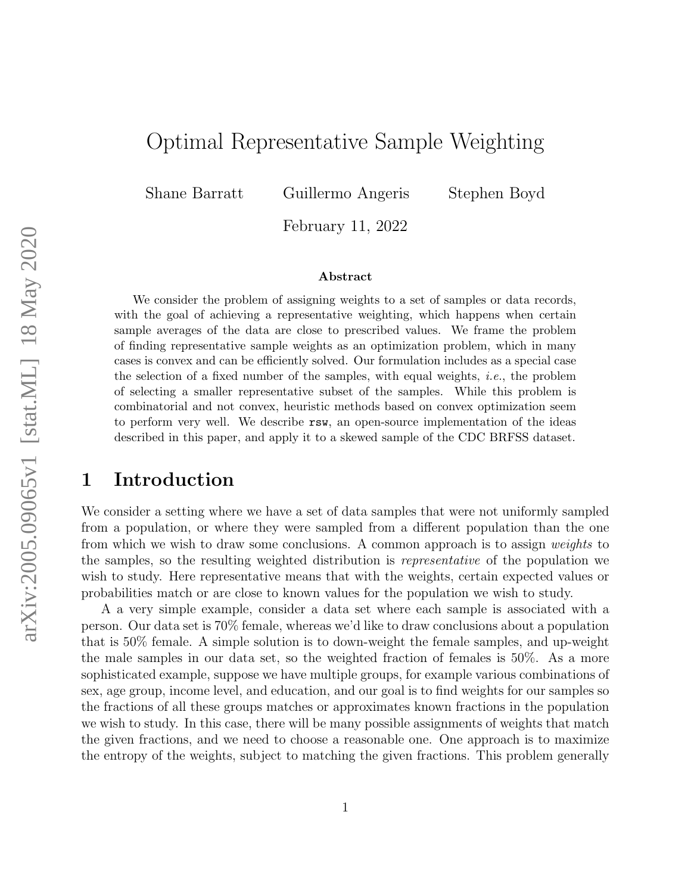# Optimal Representative Sample Weighting

Shane Barratt  Guillermo Angeris  Stephen Boyd

February 11, 2022

**Abstract**

We consider the problem of assigning weights to a set of samples or data records, with the goal of achieving a representative weighting, which happens when certain sample averages of the data are close to prescribed values. We frame the problem of finding representative sample weights as an optimization problem, which in many cases is convex and can be efficiently solved. Our formulation includes as a special case the selection of a fixed number of the samples, with equal weights, *i.e.*, the problem of selecting a smaller representative subset of the samples. While this problem is combinatorial and not convex, heuristic methods based on convex optimization seem to perform very well. We describe `rsw`, an open-source implementation of the ideas described in this paper, and apply it to a skewed sample of the CDC BRFSS dataset.

## 1 Introduction

We consider a setting where we have a set of data samples that were not uniformly sampled from a population, or where they were sampled from a different population than the one from which we wish to draw some conclusions. A common approach is to assign *weights* to the samples, so the resulting weighted distribution is *representative* of the population we wish to study. Here representative means that with the weights, certain expected values or probabilities match or are close to known values for the population we wish to study.

A a very simple example, consider a data set where each sample is associated with a person. Our data set is 70% female, whereas we'd like to draw conclusions about a population that is 50% female. A simple solution is to down-weight the female samples, and up-weight the male samples in our data set, so the weighted fraction of females is 50%. As a more sophisticated example, suppose we have multiple groups, for example various combinations of sex, age group, income level, and education, and our goal is to find weights for our samples so the fractions of all these groups matches or approximates known fractions in the population we wish to study. In this case, there will be many possible assignments of weights that match the given fractions, and we need to choose a reasonable one. One approach is to maximize the entropy of the weights, subject to matching the given fractions. This problem generally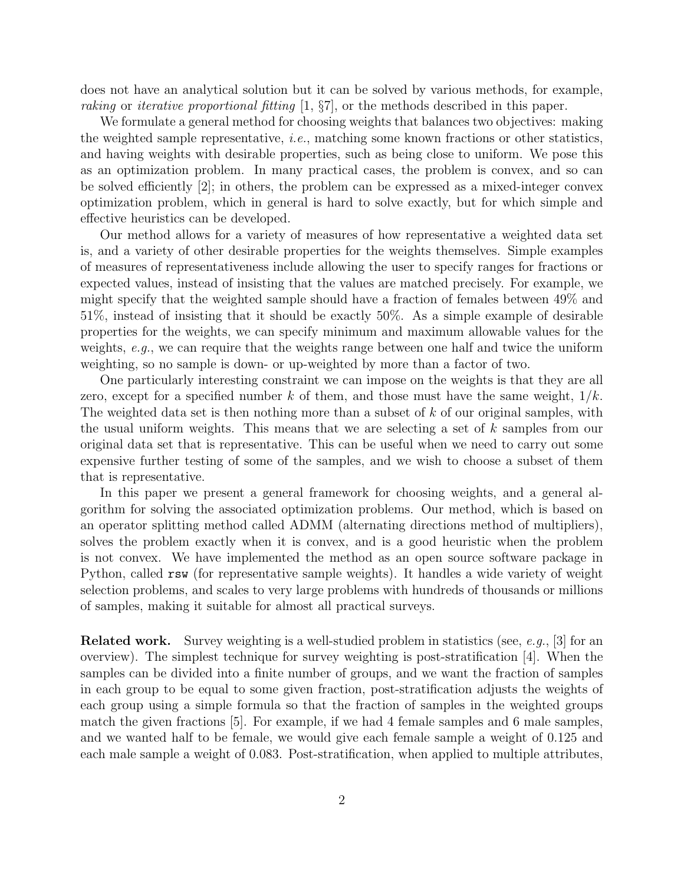does not have an analytical solution but it can be solved by various methods, for example, *raking* or *iterative proportional fitting* [1, §7], or the methods described in this paper.

We formulate a general method for choosing weights that balances two objectives: making the weighted sample representative, *i.e.*, matching some known fractions or other statistics, and having weights with desirable properties, such as being close to uniform. We pose this as an optimization problem. In many practical cases, the problem is convex, and so can be solved efficiently [2]; in others, the problem can be expressed as a mixed-integer convex optimization problem, which in general is hard to solve exactly, but for which simple and effective heuristics can be developed.

Our method allows for a variety of measures of how representative a weighted data set is, and a variety of other desirable properties for the weights themselves. Simple examples of measures of representativeness include allowing the user to specify ranges for fractions or expected values, instead of insisting that the values are matched precisely. For example, we might specify that the weighted sample should have a fraction of females between 49% and 51%, instead of insisting that it should be exactly 50%. As a simple example of desirable properties for the weights, we can specify minimum and maximum allowable values for the weights, *e.g.*, we can require that the weights range between one half and twice the uniform weighting, so no sample is down- or up-weighted by more than a factor of two.

One particularly interesting constraint we can impose on the weights is that they are all zero, except for a specified number $k$ of them, and those must have the same weight, $1/k$. The weighted data set is then nothing more than a subset of $k$ of our original samples, with the usual uniform weights. This means that we are selecting a set of $k$ samples from our original data set that is representative. This can be useful when we need to carry out some expensive further testing of some of the samples, and we wish to choose a subset of them that is representative.

In this paper we present a general framework for choosing weights, and a general algorithm for solving the associated optimization problems. Our method, which is based on an operator splitting method called ADMM (alternating directions method of multipliers), solves the problem exactly when it is convex, and is a good heuristic when the problem is not convex. We have implemented the method as an open source software package in Python, called `rsw` (for representative sample weights). It handles a wide variety of weight selection problems, and scales to very large problems with hundreds of thousands or millions of samples, making it suitable for almost all practical surveys.

**Related work.** Survey weighting is a well-studied problem in statistics (see, *e.g.*, [3] for an overview). The simplest technique for survey weighting is post-stratification [4]. When the samples can be divided into a finite number of groups, and we want the fraction of samples in each group to be equal to some given fraction, post-stratification adjusts the weights of each group using a simple formula so that the fraction of samples in the weighted groups match the given fractions [5]. For example, if we had 4 female samples and 6 male samples, and we wanted half to be female, we would give each female sample a weight of 0.125 and each male sample a weight of 0.083. Post-stratification, when applied to multiple attributes,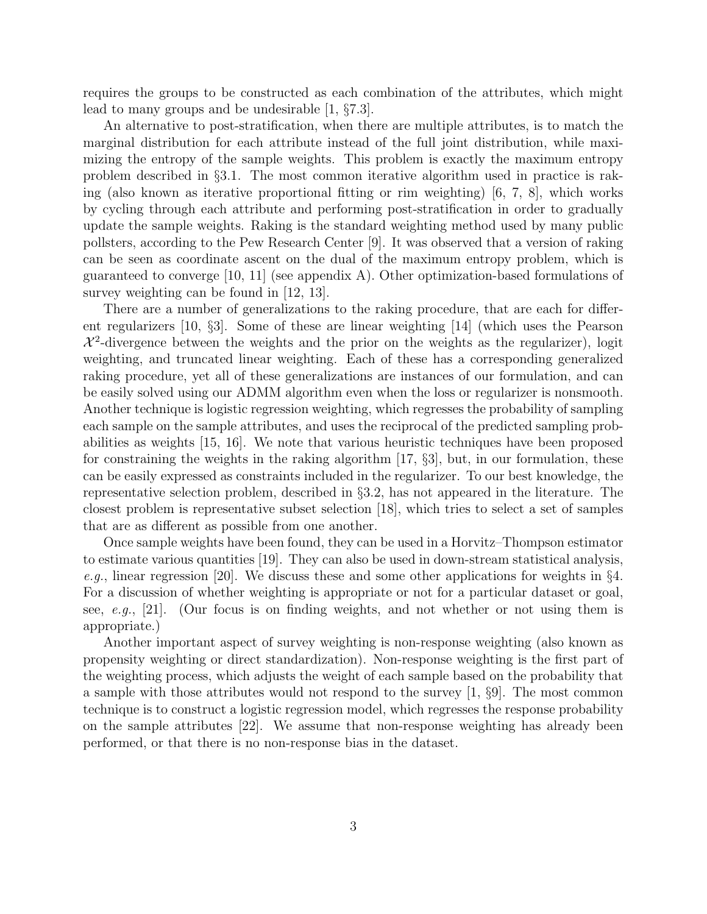requires the groups to be constructed as each combination of the attributes, which might lead to many groups and be undesirable [1, §7.3].

An alternative to post-stratification, when there are multiple attributes, is to match the marginal distribution for each attribute instead of the full joint distribution, while maximizing the entropy of the sample weights. This problem is exactly the maximum entropy problem described in §3.1. The most common iterative algorithm used in practice is raking (also known as iterative proportional fitting or rim weighting) [6, 7, 8], which works by cycling through each attribute and performing post-stratification in order to gradually update the sample weights. Raking is the standard weighting method used by many public pollsters, according to the Pew Research Center [9]. It was observed that a version of raking can be seen as coordinate ascent on the dual of the maximum entropy problem, which is guaranteed to converge [10, 11] (see appendix A). Other optimization-based formulations of survey weighting can be found in [12, 13].

There are a number of generalizations to the raking procedure, that are each for different regularizers [10, §3]. Some of these are linear weighting [14] (which uses the Pearson $\mathcal{X}^2$-divergence between the weights and the prior on the weights as the regularizer), logit weighting, and truncated linear weighting. Each of these has a corresponding generalized raking procedure, yet all of these generalizations are instances of our formulation, and can be easily solved using our ADMM algorithm even when the loss or regularizer is nonsmooth. Another technique is logistic regression weighting, which regresses the probability of sampling each sample on the sample attributes, and uses the reciprocal of the predicted sampling probabilities as weights [15, 16]. We note that various heuristic techniques have been proposed for constraining the weights in the raking algorithm [17, §3], but, in our formulation, these can be easily expressed as constraints included in the regularizer. To our best knowledge, the representative selection problem, described in §3.2, has not appeared in the literature. The closest problem is representative subset selection [18], which tries to select a set of samples that are as different as possible from one another.

Once sample weights have been found, they can be used in a Horvitz–Thompson estimator to estimate various quantities [19]. They can also be used in down-stream statistical analysis, *e.g.*, linear regression [20]. We discuss these and some other applications for weights in §4. For a discussion of whether weighting is appropriate or not for a particular dataset or goal, see, *e.g.*, [21]. (Our focus is on finding weights, and not whether or not using them is appropriate.)

Another important aspect of survey weighting is non-response weighting (also known as propensity weighting or direct standardization). Non-response weighting is the first part of the weighting process, which adjusts the weight of each sample based on the probability that a sample with those attributes would not respond to the survey [1, §9]. The most common technique is to construct a logistic regression model, which regresses the response probability on the sample attributes [22]. We assume that non-response weighting has already been performed, or that there is no non-response bias in the dataset.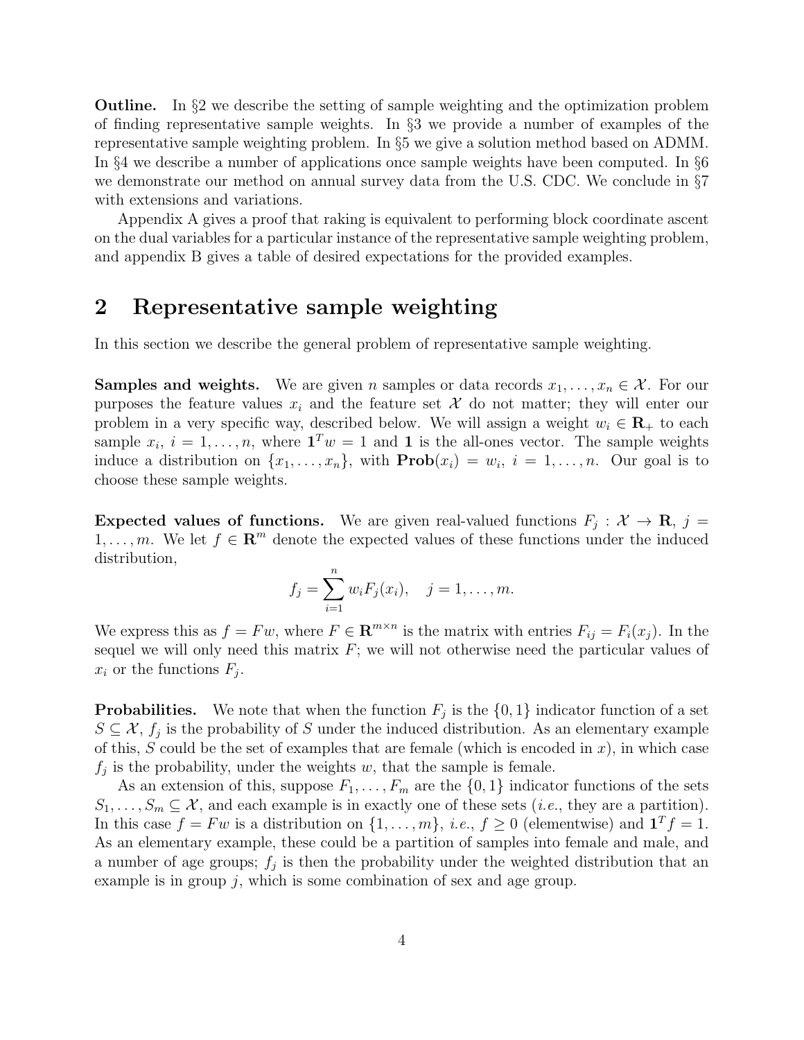**Outline.** In §2 we describe the setting of sample weighting and the optimization problem of finding representative sample weights. In §3 we provide a number of examples of the representative sample weighting problem. In §5 we give a solution method based on ADMM. In §4 we describe a number of applications once sample weights have been computed. In §6 we demonstrate our method on annual survey data from the U.S. CDC. We conclude in §7 with extensions and variations.

Appendix A gives a proof that raking is equivalent to performing block coordinate ascent on the dual variables for a particular instance of the representative sample weighting problem, and appendix B gives a table of desired expectations for the provided examples.

# 2 Representative sample weighting

In this section we describe the general problem of representative sample weighting.

**Samples and weights.** We are given $n$ samples or data records $x_1, \ldots, x_n \in \mathcal{X}$. For our purposes the feature values $x_i$ and the feature set $\mathcal{X}$ do not matter; they will enter our problem in a very specific way, described below. We will assign a weight $w_i \in \mathbf{R}_+$ to each sample $x_i$, $i = 1, \ldots, n$, where $\mathbf{1}^T w = 1$ and $\mathbf{1}$ is the all-ones vector. The sample weights induce a distribution on $\{x_1, \ldots, x_n\}$, with $\mathbf{Prob}(x_i) = w_i$, $i = 1, \ldots, n$. Our goal is to choose these sample weights.

**Expected values of functions.** We are given real-valued functions $F_j : \mathcal{X} \to \mathbf{R}$, $j = 1, \ldots, m$. We let $f \in \mathbf{R}^m$ denote the expected values of these functions under the induced distribution,

$$f_j = \sum_{i=1}^{n} w_i F_j(x_i), \quad j = 1, \ldots, m.$$

We express this as $f = Fw$, where $F \in \mathbf{R}^{m \times n}$ is the matrix with entries $F_{ij} = F_i(x_j)$. In the sequel we will only need this matrix $F$; we will not otherwise need the particular values of $x_i$ or the functions $F_j$.

**Probabilities.** We note that when the function $F_j$ is the $\{0, 1\}$ indicator function of a set $S \subseteq \mathcal{X}$, $f_j$ is the probability of $S$ under the induced distribution. As an elementary example of this, $S$ could be the set of examples that are female (which is encoded in $x$), in which case $f_j$ is the probability, under the weights $w$, that the sample is female.

As an extension of this, suppose $F_1, \ldots, F_m$ are the $\{0, 1\}$ indicator functions of the sets $S_1, \ldots, S_m \subseteq \mathcal{X}$, and each example is in exactly one of these sets (*i.e.*, they are a partition). In this case $f = Fw$ is a distribution on $\{1, \ldots, m\}$, *i.e.*, $f \geq 0$ (elementwise) and $\mathbf{1}^T f = 1$. As an elementary example, these could be a partition of samples into female and male, and a number of age groups; $f_j$ is then the probability under the weighted distribution that an example is in group $j$, which is some combination of sex and age group.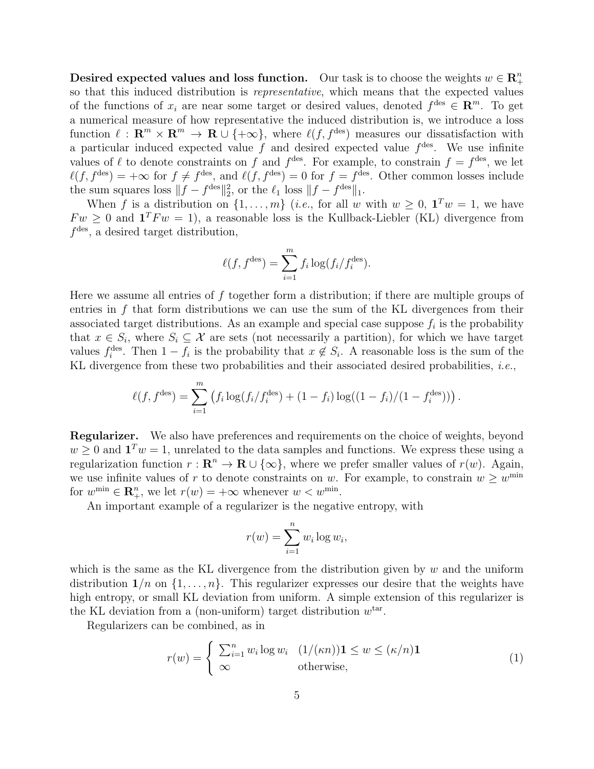**Desired expected values and loss function.** Our task is to choose the weights $w \in \mathbf{R}^n_+$ so that this induced distribution is *representative*, which means that the expected values of the functions of $x_i$ are near some target or desired values, denoted $f^{\rm des} \in \mathbf{R}^m$. To get a numerical measure of how representative the induced distribution is, we introduce a loss function $\ell : \mathbf{R}^m \times \mathbf{R}^m \to \mathbf{R} \cup \{+\infty\}$, where $\ell(f, f^{\rm des})$ measures our dissatisfaction with a particular induced expected value $f$ and desired expected value $f^{\rm des}$. We use infinite values of $\ell$ to denote constraints on $f$ and $f^{\rm des}$. For example, to constrain $f = f^{\rm des}$, we let $\ell(f, f^{\rm des}) = +\infty$ for $f \neq f^{\rm des}$, and $\ell(f, f^{\rm des}) = 0$ for $f = f^{\rm des}$. Other common losses include the sum squares loss $\|f - f^{\rm des}\|_2^2$, or the $\ell_1$ loss $\|f - f^{\rm des}\|_1$.

When $f$ is a distribution on $\{1, \ldots, m\}$ (*i.e.*, for all $w$ with $w \geq 0$, $\mathbf{1}^T w = 1$, we have $Fw \geq 0$ and $\mathbf{1}^T F w = 1$), a reasonable loss is the Kullback-Liebler (KL) divergence from $f^{\rm des}$, a desired target distribution,

$$\ell(f, f^{\rm des}) = \sum_{i=1}^m f_i \log(f_i / f_i^{\rm des}).$$

Here we assume all entries of $f$ together form a distribution; if there are multiple groups of entries in $f$ that form distributions we can use the sum of the KL divergences from their associated target distributions. As an example and special case suppose $f_i$ is the probability that $x \in S_i$, where $S_i \subseteq \mathcal{X}$ are sets (not necessarily a partition), for which we have target values $f_i^{\rm des}$. Then $1 - f_i$ is the probability that $x \notin S_i$. A reasonable loss is the sum of the KL divergence from these two probabilities and their associated desired probabilities, *i.e.*,

$$\ell(f, f^{\rm des}) = \sum_{i=1}^m \left( f_i \log(f_i / f_i^{\rm des}) + (1 - f_i) \log((1 - f_i)/(1 - f_i^{\rm des})) \right).$$

**Regularizer.** We also have preferences and requirements on the choice of weights, beyond $w \geq 0$ and $\mathbf{1}^T w = 1$, unrelated to the data samples and functions. We express these using a regularization function $r : \mathbf{R}^n \to \mathbf{R} \cup \{\infty\}$, where we prefer smaller values of $r(w)$. Again, we use infinite values of $r$ to denote constraints on $w$. For example, to constrain $w \geq w^{\rm min}$ for $w^{\rm min} \in \mathbf{R}^n_+$, we let $r(w) = +\infty$ whenever $w < w^{\rm min}$.

An important example of a regularizer is the negative entropy, with

$$r(w) = \sum_{i=1}^n w_i \log w_i,$$

which is the same as the KL divergence from the distribution given by $w$ and the uniform distribution $\mathbf{1}/n$ on $\{1, \ldots, n\}$. This regularizer expresses our desire that the weights have high entropy, or small KL deviation from uniform. A simple extension of this regularizer is the KL deviation from a (non-uniform) target distribution $w^{\rm tar}$.

Regularizers can be combined, as in

$$r(w) = \begin{cases} \sum_{i=1}^n w_i \log w_i & (1/(\kappa n))\mathbf{1} \leq w \leq (\kappa/n)\mathbf{1} \\ \infty & \text{otherwise,} \end{cases} \tag{1}$$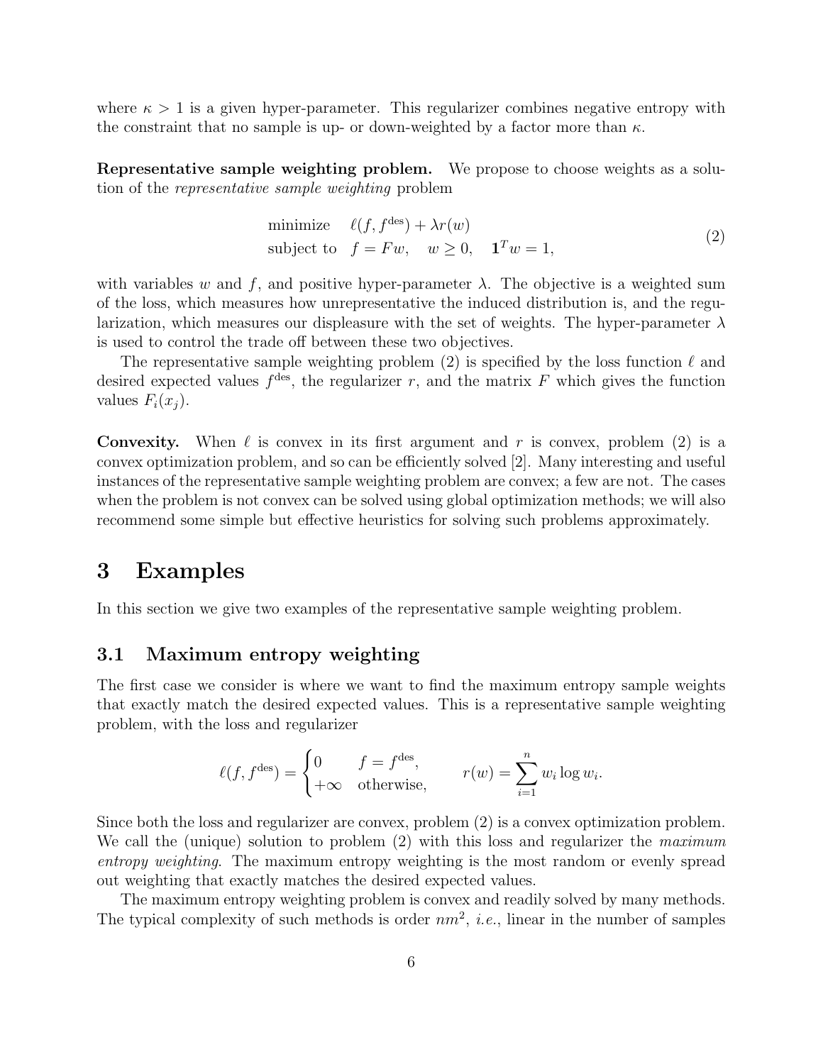where $\kappa > 1$ is a given hyper-parameter. This regularizer combines negative entropy with the constraint that no sample is up- or down-weighted by a factor more than $\kappa$.

**Representative sample weighting problem.** We propose to choose weights as a solution of the *representative sample weighting* problem

$$
\begin{array}{ll}
\text{minimize} & \ell(f, f^{\text{des}}) + \lambda r(w) \\
\text{subject to} & f = Fw, \quad w \geq 0, \quad \mathbf{1}^T w = 1,
\end{array}
\tag{2}
$$

with variables $w$ and $f$, and positive hyper-parameter $\lambda$. The objective is a weighted sum of the loss, which measures how unrepresentative the induced distribution is, and the regularization, which measures our displeasure with the set of weights. The hyper-parameter $\lambda$ is used to control the trade off between these two objectives.

The representative sample weighting problem (2) is specified by the loss function $\ell$ and desired expected values $f^{\text{des}}$, the regularizer $r$, and the matrix $F$ which gives the function values $F_i(x_j)$.

**Convexity.** When $\ell$ is convex in its first argument and $r$ is convex, problem (2) is a convex optimization problem, and so can be efficiently solved [2]. Many interesting and useful instances of the representative sample weighting problem are convex; a few are not. The cases when the problem is not convex can be solved using global optimization methods; we will also recommend some simple but effective heuristics for solving such problems approximately.

# 3 Examples

In this section we give two examples of the representative sample weighting problem.

## 3.1 Maximum entropy weighting

The first case we consider is where we want to find the maximum entropy sample weights that exactly match the desired expected values. This is a representative sample weighting problem, with the loss and regularizer

$$
\ell(f, f^{\text{des}}) = \begin{cases} 0 & f = f^{\text{des}}, \\ +\infty & \text{otherwise}, \end{cases} \qquad r(w) = \sum_{i=1}^{n} w_i \log w_i.
$$

Since both the loss and regularizer are convex, problem (2) is a convex optimization problem. We call the (unique) solution to problem (2) with this loss and regularizer the *maximum entropy weighting*. The maximum entropy weighting is the most random or evenly spread out weighting that exactly matches the desired expected values.

The maximum entropy weighting problem is convex and readily solved by many methods. The typical complexity of such methods is order $nm^2$, *i.e.*, linear in the number of samples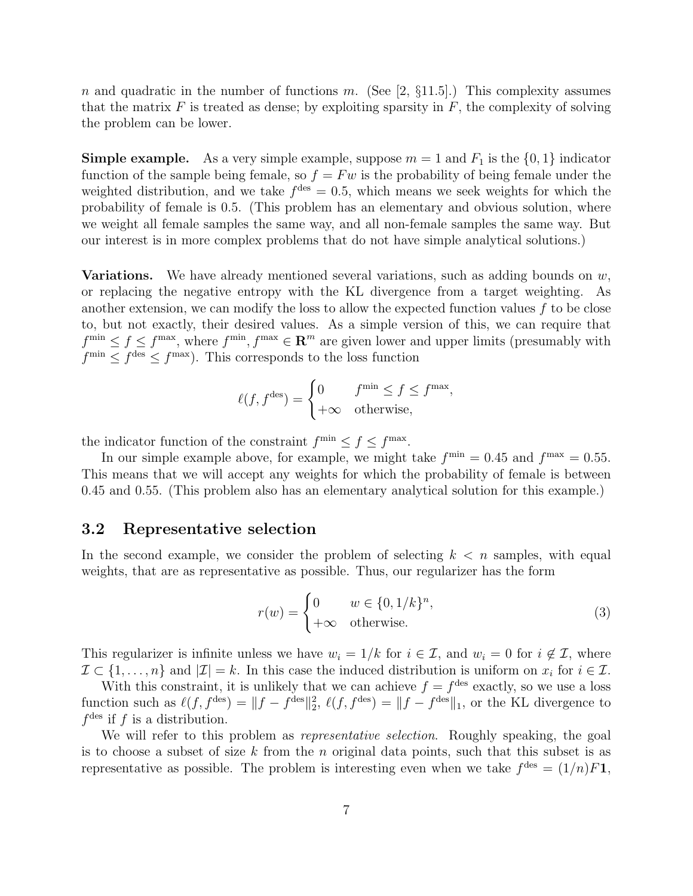$n$ and quadratic in the number of functions $m$. (See [2, §11.5].) This complexity assumes that the matrix $F$ is treated as dense; by exploiting sparsity in $F$, the complexity of solving the problem can be lower.

**Simple example.** As a very simple example, suppose $m = 1$ and $F_1$ is the $\{0, 1\}$ indicator function of the sample being female, so $f = Fw$ is the probability of being female under the weighted distribution, and we take $f^{\rm des} = 0.5$, which means we seek weights for which the probability of female is 0.5. (This problem has an elementary and obvious solution, where we weight all female samples the same way, and all non-female samples the same way. But our interest is in more complex problems that do not have simple analytical solutions.)

**Variations.** We have already mentioned several variations, such as adding bounds on $w$, or replacing the negative entropy with the KL divergence from a target weighting. As another extension, we can modify the loss to allow the expected function values $f$ to be close to, but not exactly, their desired values. As a simple version of this, we can require that $f^{\rm min} \leq f \leq f^{\rm max}$, where $f^{\rm min}, f^{\rm max} \in \mathbf{R}^m$ are given lower and upper limits (presumably with $f^{\rm min} \leq f^{\rm des} \leq f^{\rm max}$). This corresponds to the loss function

$$\ell(f, f^{\rm des}) = \begin{cases} 0 & f^{\rm min} \leq f \leq f^{\rm max}, \\ +\infty & \text{otherwise,} \end{cases}$$

the indicator function of the constraint $f^{\rm min} \leq f \leq f^{\rm max}$.

In our simple example above, for example, we might take $f^{\rm min} = 0.45$ and $f^{\rm max} = 0.55$. This means that we will accept any weights for which the probability of female is between 0.45 and 0.55. (This problem also has an elementary analytical solution for this example.)

### 3.2 Representative selection

In the second example, we consider the problem of selecting $k < n$ samples, with equal weights, that are as representative as possible. Thus, our regularizer has the form

$$r(w) = \begin{cases} 0 & w \in \{0, 1/k\}^n, \\ +\infty & \text{otherwise.} \end{cases} \tag{3}$$

This regularizer is infinite unless we have $w_i = 1/k$ for $i \in \mathcal{I}$, and $w_i = 0$ for $i \notin \mathcal{I}$, where $\mathcal{I} \subset \{1, \ldots, n\}$ and $|\mathcal{I}| = k$. In this case the induced distribution is uniform on $x_i$ for $i \in \mathcal{I}$.

With this constraint, it is unlikely that we can achieve $f = f^{\rm des}$ exactly, so we use a loss function such as $\ell(f, f^{\rm des}) = \|f - f^{\rm des}\|_2^2$, $\ell(f, f^{\rm des}) = \|f - f^{\rm des}\|_1$, or the KL divergence to $f^{\rm des}$ if $f$ is a distribution.

We will refer to this problem as *representative selection*. Roughly speaking, the goal is to choose a subset of size $k$ from the $n$ original data points, such that this subset is as representative as possible. The problem is interesting even when we take $f^{\rm des} = (1/n)F\mathbf{1}$,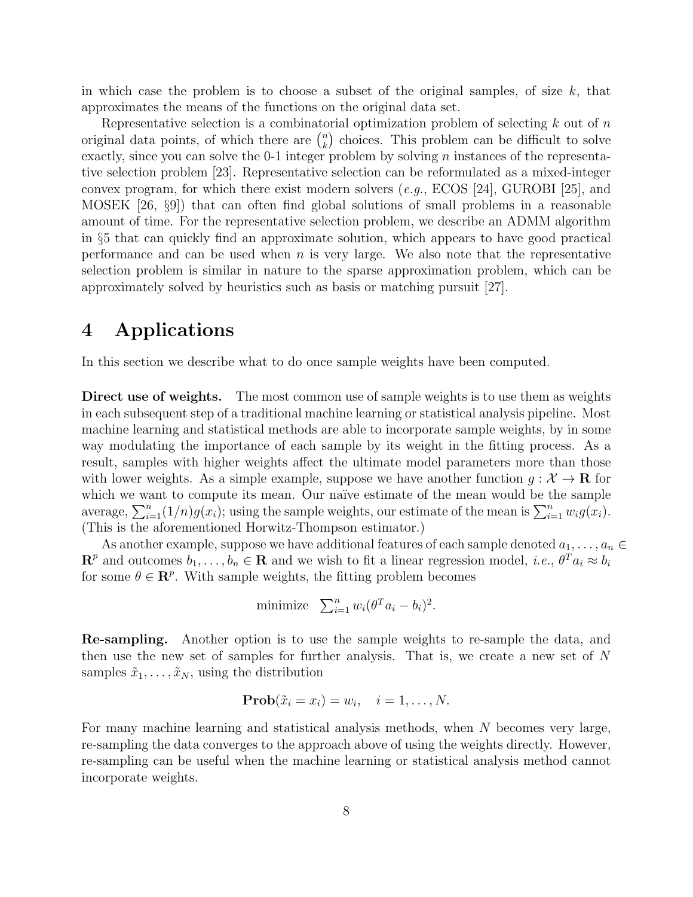in which case the problem is to choose a subset of the original samples, of size $k$, that approximates the means of the functions on the original data set.

Representative selection is a combinatorial optimization problem of selecting $k$ out of $n$ original data points, of which there are $\binom{n}{k}$ choices. This problem can be difficult to solve exactly, since you can solve the 0-1 integer problem by solving $n$ instances of the representative selection problem [23]. Representative selection can be reformulated as a mixed-integer convex program, for which there exist modern solvers (*e.g.*, ECOS [24], GUROBI [25], and MOSEK [26, §9]) that can often find global solutions of small problems in a reasonable amount of time. For the representative selection problem, we describe an ADMM algorithm in §5 that can quickly find an approximate solution, which appears to have good practical performance and can be used when $n$ is very large. We also note that the representative selection problem is similar in nature to the sparse approximation problem, which can be approximately solved by heuristics such as basis or matching pursuit [27].

# 4 Applications

In this section we describe what to do once sample weights have been computed.

**Direct use of weights.** The most common use of sample weights is to use them as weights in each subsequent step of a traditional machine learning or statistical analysis pipeline. Most machine learning and statistical methods are able to incorporate sample weights, by in some way modulating the importance of each sample by its weight in the fitting process. As a result, samples with higher weights affect the ultimate model parameters more than those with lower weights. As a simple example, suppose we have another function $g : \mathcal{X} \to \mathbf{R}$ for which we want to compute its mean. Our naïve estimate of the mean would be the sample average, $\sum_{i=1}^n (1/n) g(x_i)$; using the sample weights, our estimate of the mean is $\sum_{i=1}^n w_i g(x_i)$. (This is the aforementioned Horwitz-Thompson estimator.)

As another example, suppose we have additional features of each sample denoted $a_1, \ldots, a_n \in \mathbf{R}^p$ and outcomes $b_1, \ldots, b_n \in \mathbf{R}$ and we wish to fit a linear regression model, *i.e.*, $\theta^T a_i \approx b_i$ for some $\theta \in \mathbf{R}^p$. With sample weights, the fitting problem becomes

$$\text{minimize} \quad \sum_{i=1}^n w_i (\theta^T a_i - b_i)^2.$$

**Re-sampling.** Another option is to use the sample weights to re-sample the data, and then use the new set of samples for further analysis. That is, we create a new set of $N$ samples $\tilde{x}_1, \ldots, \tilde{x}_N$, using the distribution

$$\mathbf{Prob}(\tilde{x}_i = x_i) = w_i, \quad i = 1, \ldots, N.$$

For many machine learning and statistical analysis methods, when $N$ becomes very large, re-sampling the data converges to the approach above of using the weights directly. However, re-sampling can be useful when the machine learning or statistical analysis method cannot incorporate weights.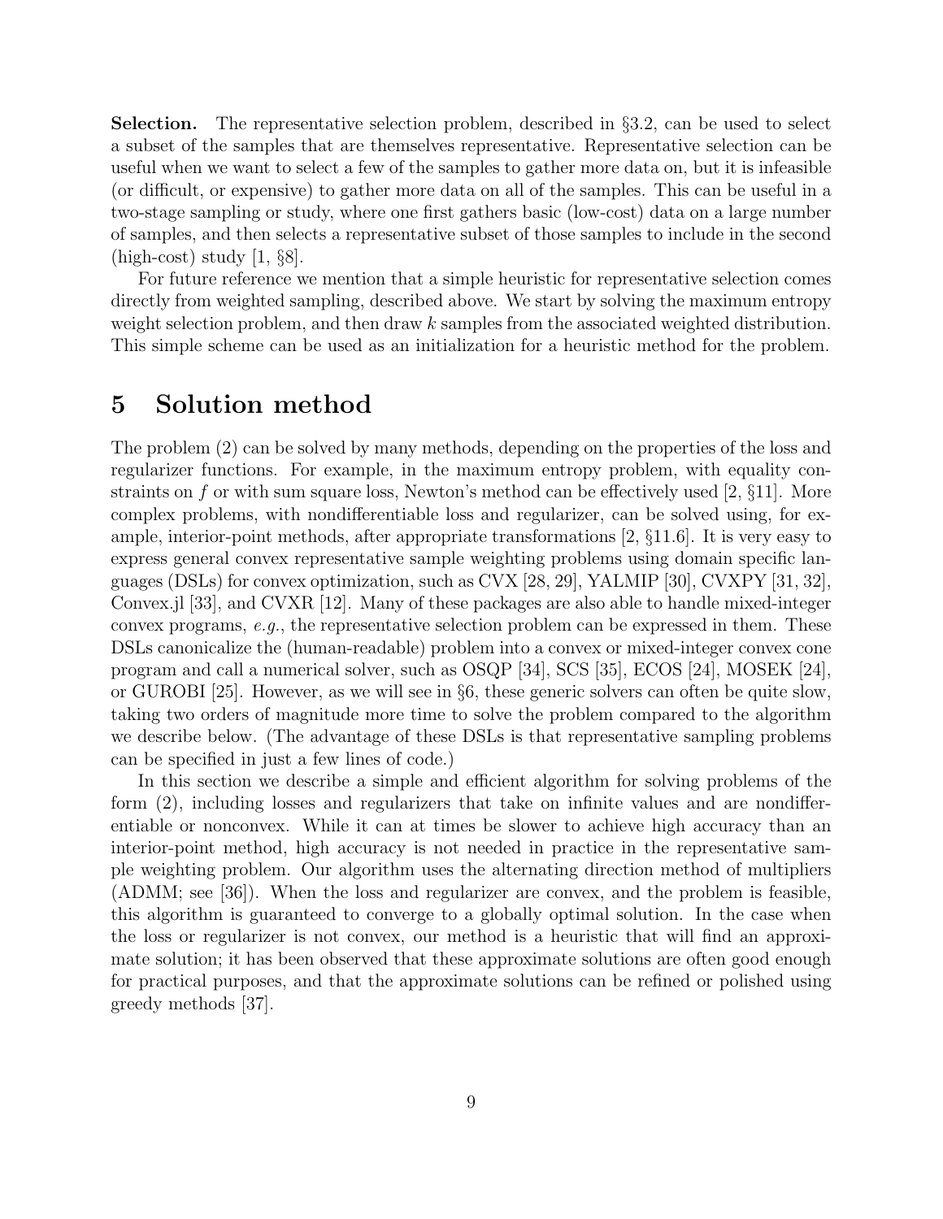**Selection.** The representative selection problem, described in §3.2, can be used to select a subset of the samples that are themselves representative. Representative selection can be useful when we want to select a few of the samples to gather more data on, but it is infeasible (or difficult, or expensive) to gather more data on all of the samples. This can be useful in a two-stage sampling or study, where one first gathers basic (low-cost) data on a large number of samples, and then selects a representative subset of those samples to include in the second (high-cost) study [1, §8].

For future reference we mention that a simple heuristic for representative selection comes directly from weighted sampling, described above. We start by solving the maximum entropy weight selection problem, and then draw $k$ samples from the associated weighted distribution. This simple scheme can be used as an initialization for a heuristic method for the problem.

# 5 Solution method

The problem (2) can be solved by many methods, depending on the properties of the loss and regularizer functions. For example, in the maximum entropy problem, with equality constraints on $f$ or with sum square loss, Newton's method can be effectively used [2, §11]. More complex problems, with nondifferentiable loss and regularizer, can be solved using, for example, interior-point methods, after appropriate transformations [2, §11.6]. It is very easy to express general convex representative sample weighting problems using domain specific languages (DSLs) for convex optimization, such as CVX [28, 29], YALMIP [30], CVXPY [31, 32], Convex.jl [33], and CVXR [12]. Many of these packages are also able to handle mixed-integer convex programs, *e.g.*, the representative selection problem can be expressed in them. These DSLs canonicalize the (human-readable) problem into a convex or mixed-integer convex cone program and call a numerical solver, such as OSQP [34], SCS [35], ECOS [24], MOSEK [24], or GUROBI [25]. However, as we will see in §6, these generic solvers can often be quite slow, taking two orders of magnitude more time to solve the problem compared to the algorithm we describe below. (The advantage of these DSLs is that representative sampling problems can be specified in just a few lines of code.)

In this section we describe a simple and efficient algorithm for solving problems of the form (2), including losses and regularizers that take on infinite values and are nondifferentiable or nonconvex. While it can at times be slower to achieve high accuracy than an interior-point method, high accuracy is not needed in practice in the representative sample weighting problem. Our algorithm uses the alternating direction method of multipliers (ADMM; see [36]). When the loss and regularizer are convex, and the problem is feasible, this algorithm is guaranteed to converge to a globally optimal solution. In the case when the loss or regularizer is not convex, our method is a heuristic that will find an approximate solution; it has been observed that these approximate solutions are often good enough for practical purposes, and that the approximate solutions can be refined or polished using greedy methods [37].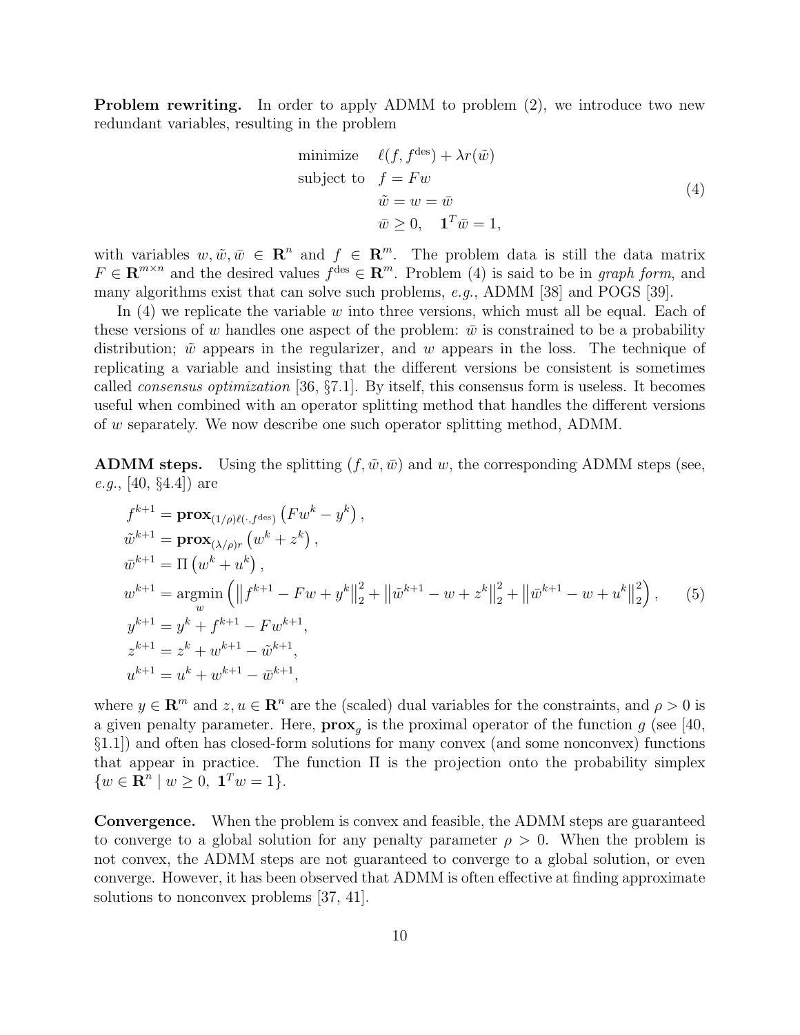**Problem rewriting.** In order to apply ADMM to problem (2), we introduce two new redundant variables, resulting in the problem

$$
\begin{array}{ll}
\text{minimize} & \ell(f, f^{\text{des}}) + \lambda r(\tilde{w}) \\
\text{subject to} & f = Fw \\
& \tilde{w} = w = \bar{w} \\
& \bar{w} \geq 0, \quad \mathbf{1}^T \bar{w} = 1,
\end{array}
\tag{4}
$$

with variables $w, \tilde{w}, \bar{w} \in \mathbf{R}^n$ and $f \in \mathbf{R}^m$. The problem data is still the data matrix $F \in \mathbf{R}^{m \times n}$ and the desired values $f^{\text{des}} \in \mathbf{R}^m$. Problem (4) is said to be in *graph form*, and many algorithms exist that can solve such problems, *e.g.*, ADMM [38] and POGS [39].

In (4) we replicate the variable $w$ into three versions, which must all be equal. Each of these versions of $w$ handles one aspect of the problem: $\bar{w}$ is constrained to be a probability distribution; $\tilde{w}$ appears in the regularizer, and $w$ appears in the loss. The technique of replicating a variable and insisting that the different versions be consistent is sometimes called *consensus optimization* [36, §7.1]. By itself, this consensus form is useless. It becomes useful when combined with an operator splitting method that handles the different versions of $w$ separately. We now describe one such operator splitting method, ADMM.

**ADMM steps.** Using the splitting $(f, \tilde{w}, \bar{w})$ and $w$, the corresponding ADMM steps (see, *e.g.*, [40, §4.4]) are

$$
\begin{aligned}
f^{k+1} &= \mathbf{prox}_{(1/\rho)\ell(\cdot, f^{\text{des}})}\left(Fw^k - y^k\right), \\
\tilde{w}^{k+1} &= \mathbf{prox}_{(\lambda/\rho)r}\left(w^k + z^k\right), \\
\bar{w}^{k+1} &= \Pi\left(w^k + u^k\right), \\
w^{k+1} &= \underset{w}{\operatorname{argmin}}\left(\left\|f^{k+1} - Fw + y^k\right\|_2^2 + \left\|\tilde{w}^{k+1} - w + z^k\right\|_2^2 + \left\|\bar{w}^{k+1} - w + u^k\right\|_2^2\right), \\
y^{k+1} &= y^k + f^{k+1} - Fw^{k+1}, \\
z^{k+1} &= z^k + w^{k+1} - \tilde{w}^{k+1}, \\
u^{k+1} &= u^k + w^{k+1} - \bar{w}^{k+1},
\end{aligned}
\tag{5}
$$

where $y \in \mathbf{R}^m$ and $z, u \in \mathbf{R}^n$ are the (scaled) dual variables for the constraints, and $\rho > 0$ is a given penalty parameter. Here, $\mathbf{prox}_g$ is the proximal operator of the function $g$ (see [40, §1.1]) and often has closed-form solutions for many convex (and some nonconvex) functions that appear in practice. The function $\Pi$ is the projection onto the probability simplex $\{w \in \mathbf{R}^n \mid w \geq 0, \ \mathbf{1}^T w = 1\}$.

**Convergence.** When the problem is convex and feasible, the ADMM steps are guaranteed to converge to a global solution for any penalty parameter $\rho > 0$. When the problem is not convex, the ADMM steps are not guaranteed to converge to a global solution, or even converge. However, it has been observed that ADMM is often effective at finding approximate solutions to nonconvex problems [37, 41].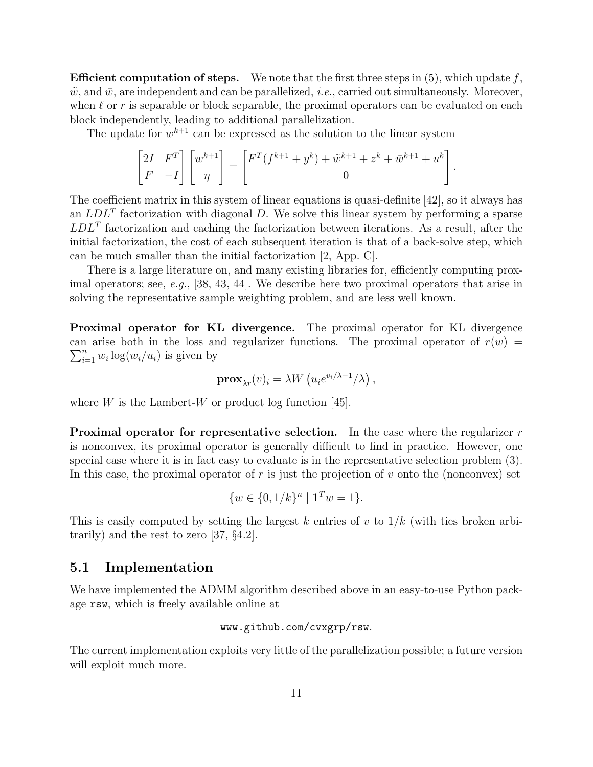**Efficient computation of steps.** We note that the first three steps in (5), which update $f$, $\tilde{w}$, and $\bar{w}$, are independent and can be parallelized, *i.e.*, carried out simultaneously. Moreover, when $\ell$ or $r$ is separable or block separable, the proximal operators can be evaluated on each block independently, leading to additional parallelization.

The update for $w^{k+1}$ can be expressed as the solution to the linear system

$$\begin{bmatrix} 2I & F^T \\ F & -I \end{bmatrix} \begin{bmatrix} w^{k+1} \\ \eta \end{bmatrix} = \begin{bmatrix} F^T(f^{k+1} + y^k) + \tilde{w}^{k+1} + z^k + \bar{w}^{k+1} + u^k \\ 0 \end{bmatrix}.$$

The coefficient matrix in this system of linear equations is quasi-definite [42], so it always has an $LDL^T$ factorization with diagonal $D$. We solve this linear system by performing a sparse $LDL^T$ factorization and caching the factorization between iterations. As a result, after the initial factorization, the cost of each subsequent iteration is that of a back-solve step, which can be much smaller than the initial factorization [2, App. C].

There is a large literature on, and many existing libraries for, efficiently computing proximal operators; see, *e.g.*, [38, 43, 44]. We describe here two proximal operators that arise in solving the representative sample weighting problem, and are less well known.

**Proximal operator for KL divergence.** The proximal operator for KL divergence can arise both in the loss and regularizer functions. The proximal operator of $r(w) = \sum_{i=1}^n w_i \log(w_i/u_i)$ is given by

$$\mathbf{prox}_{\lambda r}(v)_i = \lambda W\left(u_i e^{v_i/\lambda - 1}/\lambda\right),$$

where $W$ is the Lambert-$W$ or product log function [45].

**Proximal operator for representative selection.** In the case where the regularizer $r$ is nonconvex, its proximal operator is generally difficult to find in practice. However, one special case where it is in fact easy to evaluate is in the representative selection problem (3). In this case, the proximal operator of $r$ is just the projection of $v$ onto the (nonconvex) set

$$\{w \in \{0, 1/k\}^n \mid \mathbf{1}^T w = 1\}.$$

This is easily computed by setting the largest $k$ entries of $v$ to $1/k$ (with ties broken arbitrarily) and the rest to zero [37, §4.2].

## 5.1 Implementation

We have implemented the ADMM algorithm described above in an easy-to-use Python package `rsw`, which is freely available online at

`www.github.com/cvxgrp/rsw`.

The current implementation exploits very little of the parallelization possible; a future version will exploit much more.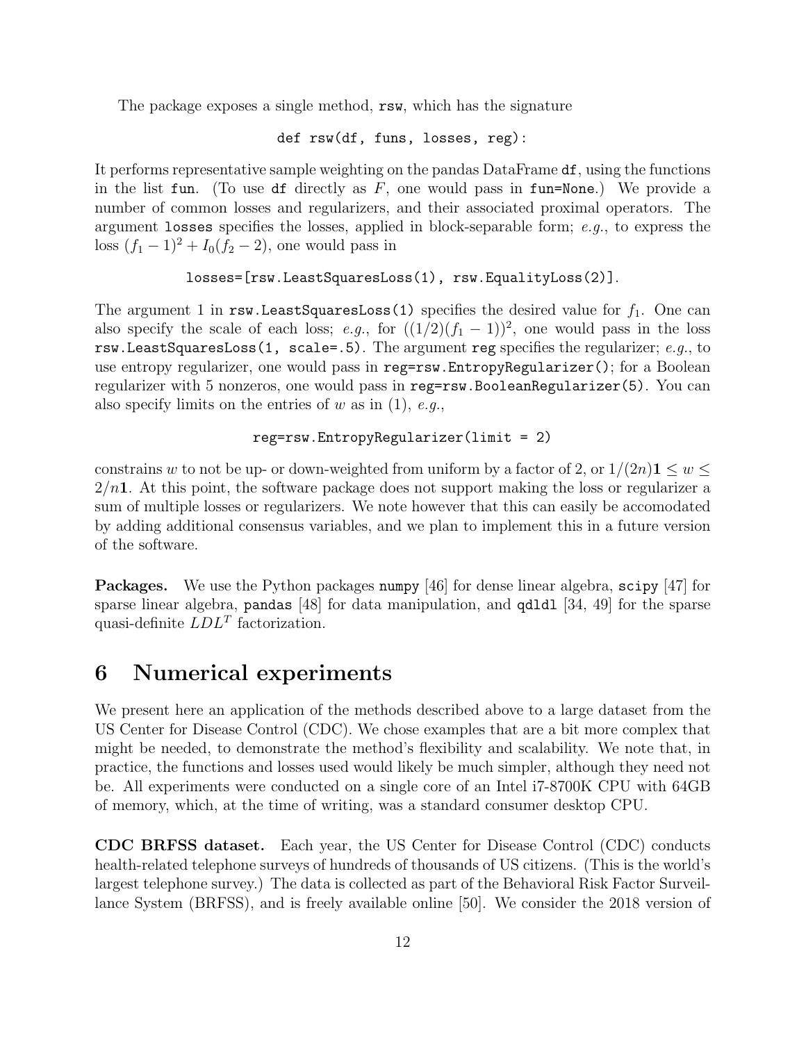The package exposes a single method, `rsw`, which has the signature

```
def rsw(df, funs, losses, reg):
```

It performs representative sample weighting on the pandas DataFrame `df`, using the functions in the list `fun`. (To use `df` directly as $F$, one would pass in `fun=None`.) We provide a number of common losses and regularizers, and their associated proximal operators. The argument `losses` specifies the losses, applied in block-separable form; *e.g.*, to express the loss $(f_1 - 1)^2 + I_0(f_2 - 2)$, one would pass in

```
losses=[rsw.LeastSquaresLoss(1), rsw.EqualityLoss(2)].
```

The argument 1 in `rsw.LeastSquaresLoss(1)` specifies the desired value for $f_1$. One can also specify the scale of each loss; *e.g.*, for $((1/2)(f_1 - 1))^2$, one would pass in the loss `rsw.LeastSquaresLoss(1, scale=.5)`. The argument `reg` specifies the regularizer; *e.g.*, to use entropy regularizer, one would pass in `reg=rsw.EntropyRegularizer()`; for a Boolean regularizer with 5 nonzeros, one would pass in `reg=rsw.BooleanRegularizer(5)`. You can also specify limits on the entries of $w$ as in (1), *e.g.*,

```
reg=rsw.EntropyRegularizer(limit = 2)
```

constrains $w$ to not be up- or down-weighted from uniform by a factor of 2, or $1/(2n)\mathbf{1} \leq w \leq 2/n\mathbf{1}$. At this point, the software package does not support making the loss or regularizer a sum of multiple losses or regularizers. We note however that this can easily be accomodated by adding additional consensus variables, and we plan to implement this in a future version of the software.

**Packages.** We use the Python packages `numpy` [46] for dense linear algebra, `scipy` [47] for sparse linear algebra, `pandas` [48] for data manipulation, and `qdldl` [34, 49] for the sparse quasi-definite $LDL^T$ factorization.

# 6 Numerical experiments

We present here an application of the methods described above to a large dataset from the US Center for Disease Control (CDC). We chose examples that are a bit more complex that might be needed, to demonstrate the method's flexibility and scalability. We note that, in practice, the functions and losses used would likely be much simpler, although they need not be. All experiments were conducted on a single core of an Intel i7-8700K CPU with 64GB of memory, which, at the time of writing, was a standard consumer desktop CPU.

**CDC BRFSS dataset.** Each year, the US Center for Disease Control (CDC) conducts health-related telephone surveys of hundreds of thousands of US citizens. (This is the world's largest telephone survey.) The data is collected as part of the Behavioral Risk Factor Surveillance System (BRFSS), and is freely available online [50]. We consider the 2018 version of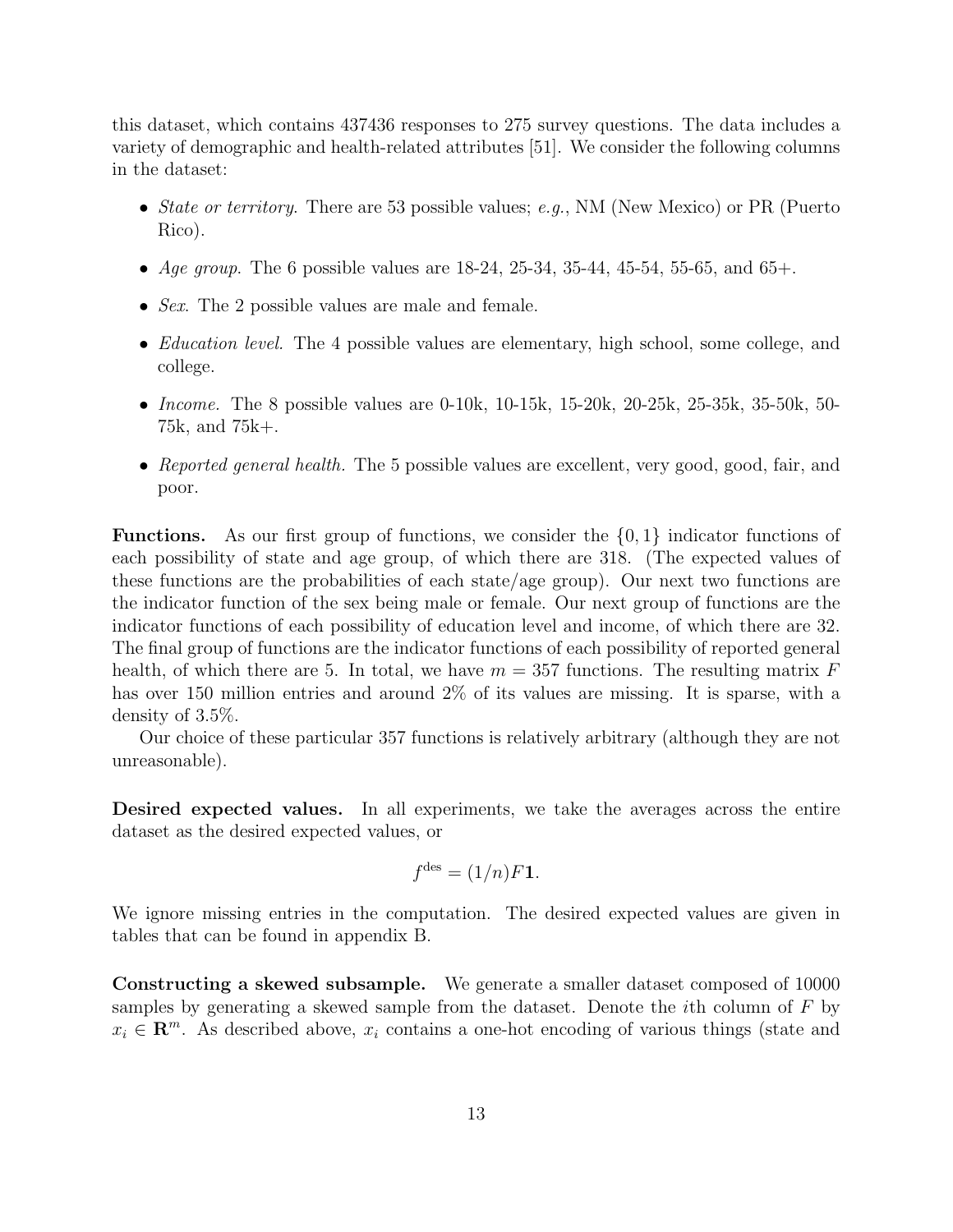this dataset, which contains 437436 responses to 275 survey questions. The data includes a variety of demographic and health-related attributes [51]. We consider the following columns in the dataset:

- *State or territory.* There are 53 possible values; *e.g.*, NM (New Mexico) or PR (Puerto Rico).
- *Age group.* The 6 possible values are 18-24, 25-34, 35-44, 45-54, 55-65, and 65+.
- *Sex.* The 2 possible values are male and female.
- *Education level.* The 4 possible values are elementary, high school, some college, and college.
- *Income.* The 8 possible values are 0-10k, 10-15k, 15-20k, 20-25k, 25-35k, 35-50k, 50-75k, and 75k+.
- *Reported general health.* The 5 possible values are excellent, very good, good, fair, and poor.

**Functions.** As our first group of functions, we consider the $\{0, 1\}$ indicator functions of each possibility of state and age group, of which there are 318. (The expected values of these functions are the probabilities of each state/age group). Our next two functions are the indicator function of the sex being male or female. Our next group of functions are the indicator functions of each possibility of education level and income, of which there are 32. The final group of functions are the indicator functions of each possibility of reported general health, of which there are 5. In total, we have $m = 357$ functions. The resulting matrix $F$ has over 150 million entries and around 2% of its values are missing. It is sparse, with a density of 3.5%.

Our choice of these particular 357 functions is relatively arbitrary (although they are not unreasonable).

**Desired expected values.** In all experiments, we take the averages across the entire dataset as the desired expected values, or

$$f^{\text{des}} = (1/n)F\mathbf{1}.$$

We ignore missing entries in the computation. The desired expected values are given in tables that can be found in appendix B.

**Constructing a skewed subsample.** We generate a smaller dataset composed of 10000 samples by generating a skewed sample from the dataset. Denote the $i$th column of $F$ by $x_i \in \mathbf{R}^m$. As described above, $x_i$ contains a one-hot encoding of various things (state and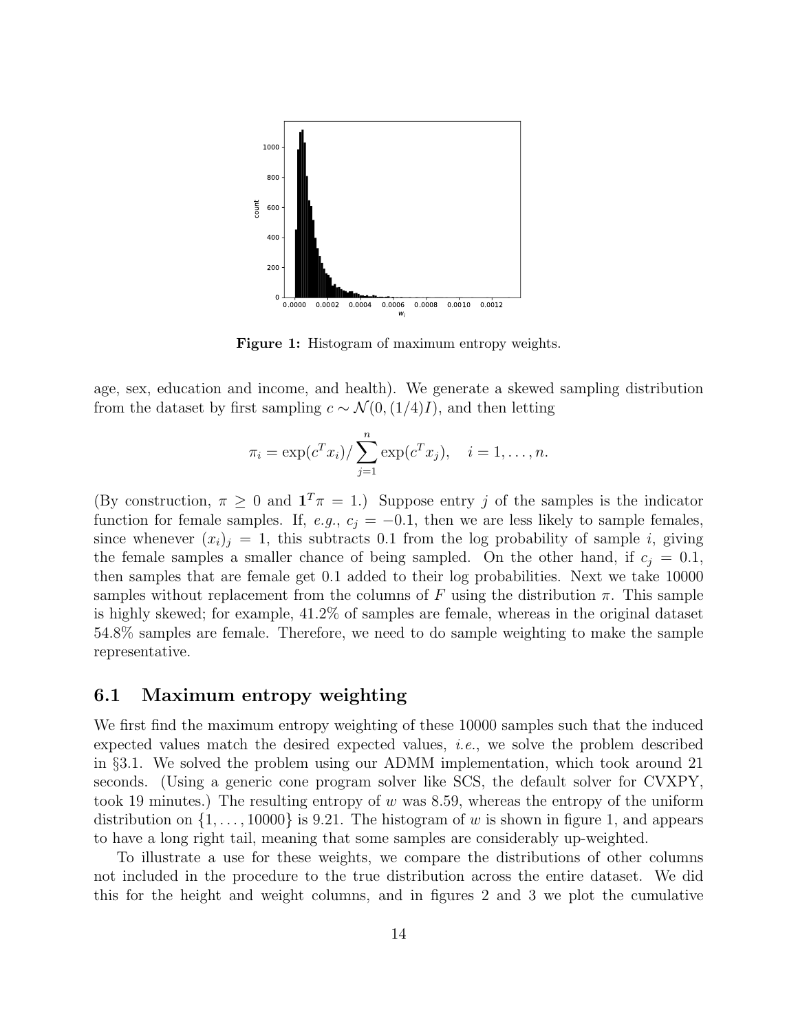Figure 1: Histogram of maximum entropy weights.

age, sex, education and income, and health). We generate a skewed sampling distribution from the dataset by first sampling $c \sim \mathcal{N}(0, (1/4)I)$, and then letting

$$\pi_i = \exp(c^T x_i) / \sum_{j=1}^{n} \exp(c^T x_j), \quad i = 1, \dots, n.$$

(By construction, $\pi \geq 0$ and $\mathbf{1}^T \pi = 1$.) Suppose entry $j$ of the samples is the indicator function for female samples. If, *e.g.*, $c_j = -0.1$, then we are less likely to sample females, since whenever $(x_i)_j = 1$, this subtracts 0.1 from the log probability of sample $i$, giving the female samples a smaller chance of being sampled. On the other hand, if $c_j = 0.1$, then samples that are female get 0.1 added to their log probabilities. Next we take 10000 samples without replacement from the columns of $F$ using the distribution $\pi$. This sample is highly skewed; for example, 41.2% of samples are female, whereas in the original dataset 54.8% samples are female. Therefore, we need to do sample weighting to make the sample representative.

## 6.1 Maximum entropy weighting

We first find the maximum entropy weighting of these 10000 samples such that the induced expected values match the desired expected values, *i.e.*, we solve the problem described in §3.1. We solved the problem using our ADMM implementation, which took around 21 seconds. (Using a generic cone program solver like SCS, the default solver for CVXPY, took 19 minutes.) The resulting entropy of $w$ was 8.59, whereas the entropy of the uniform distribution on $\{1, \dots, 10000\}$ is 9.21. The histogram of $w$ is shown in figure 1, and appears to have a long right tail, meaning that some samples are considerably up-weighted.

To illustrate a use for these weights, we compare the distributions of other columns not included in the procedure to the true distribution across the entire dataset. We did this for the height and weight columns, and in figures 2 and 3 we plot the cumulative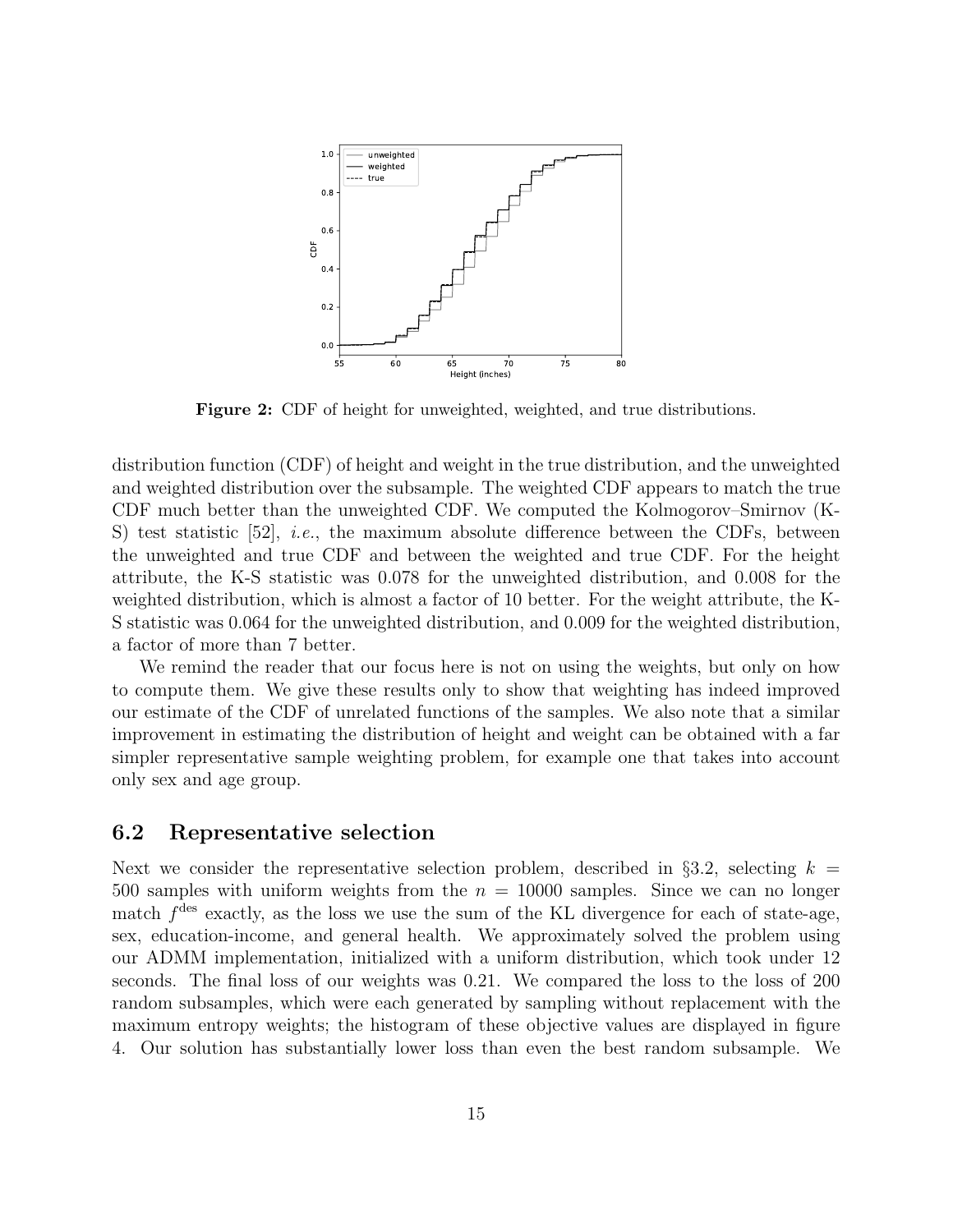Figure 2: CDF of height for unweighted, weighted, and true distributions.

distribution function (CDF) of height and weight in the true distribution, and the unweighted and weighted distribution over the subsample. The weighted CDF appears to match the true CDF much better than the unweighted CDF. We computed the Kolmogorov–Smirnov (K-S) test statistic [52], *i.e.*, the maximum absolute difference between the CDFs, between the unweighted and true CDF and between the weighted and true CDF. For the height attribute, the K-S statistic was 0.078 for the unweighted distribution, and 0.008 for the weighted distribution, which is almost a factor of 10 better. For the weight attribute, the K-S statistic was 0.064 for the unweighted distribution, and 0.009 for the weighted distribution, a factor of more than 7 better.

We remind the reader that our focus here is not on using the weights, but only on how to compute them. We give these results only to show that weighting has indeed improved our estimate of the CDF of unrelated functions of the samples. We also note that a similar improvement in estimating the distribution of height and weight can be obtained with a far simpler representative sample weighting problem, for example one that takes into account only sex and age group.

## 6.2 Representative selection

Next we consider the representative selection problem, described in §3.2, selecting $k = 500$ samples with uniform weights from the $n = 10000$ samples. Since we can no longer match $f^{\text{des}}$ exactly, as the loss we use the sum of the KL divergence for each of state-age, sex, education-income, and general health. We approximately solved the problem using our ADMM implementation, initialized with a uniform distribution, which took under 12 seconds. The final loss of our weights was 0.21. We compared the loss to the loss of 200 random subsamples, which were each generated by sampling without replacement with the maximum entropy weights; the histogram of these objective values are displayed in figure 4. Our solution has substantially lower loss than even the best random subsample. We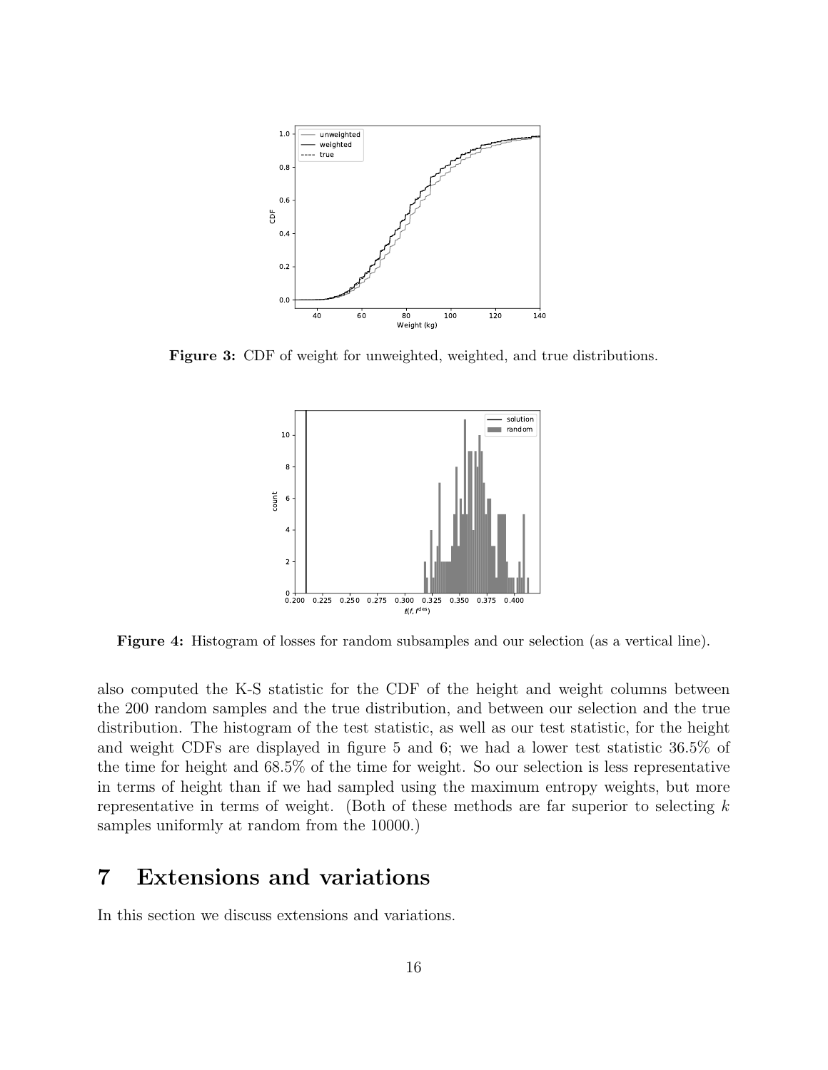**Figure 3:** CDF of weight for unweighted, weighted, and true distributions.

**Figure 4:** Histogram of losses for random subsamples and our selection (as a vertical line).

also computed the K-S statistic for the CDF of the height and weight columns between the 200 random samples and the true distribution, and between our selection and the true distribution. The histogram of the test statistic, as well as our test statistic, for the height and weight CDFs are displayed in figure 5 and 6; we had a lower test statistic 36.5% of the time for height and 68.5% of the time for weight. So our selection is less representative in terms of height than if we had sampled using the maximum entropy weights, but more representative in terms of weight. (Both of these methods are far superior to selecting $k$ samples uniformly at random from the 10000.)

# 7 Extensions and variations

In this section we discuss extensions and variations.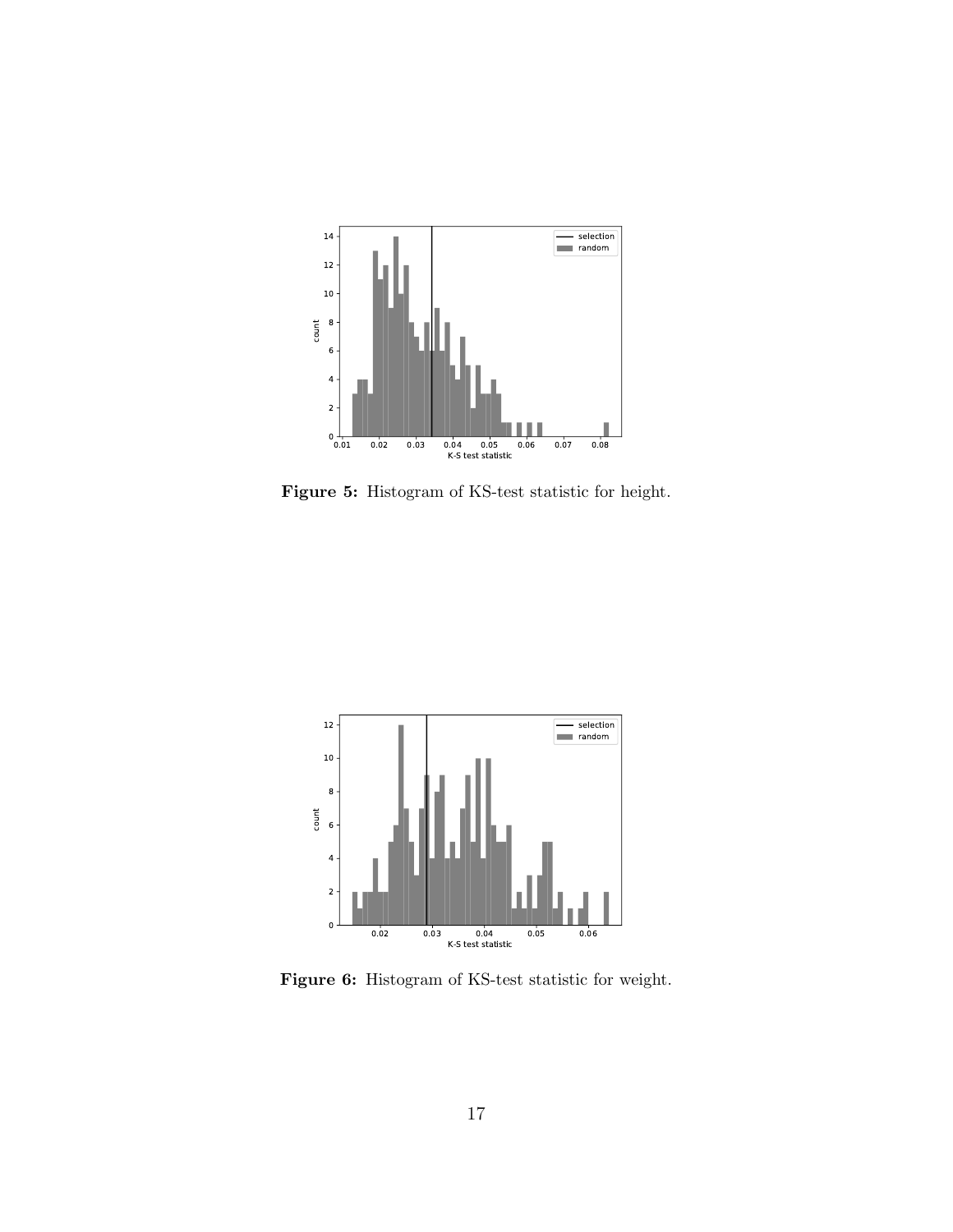**Figure 5:** Histogram of KS-test statistic for height.

**Figure 6:** Histogram of KS-test statistic for weight.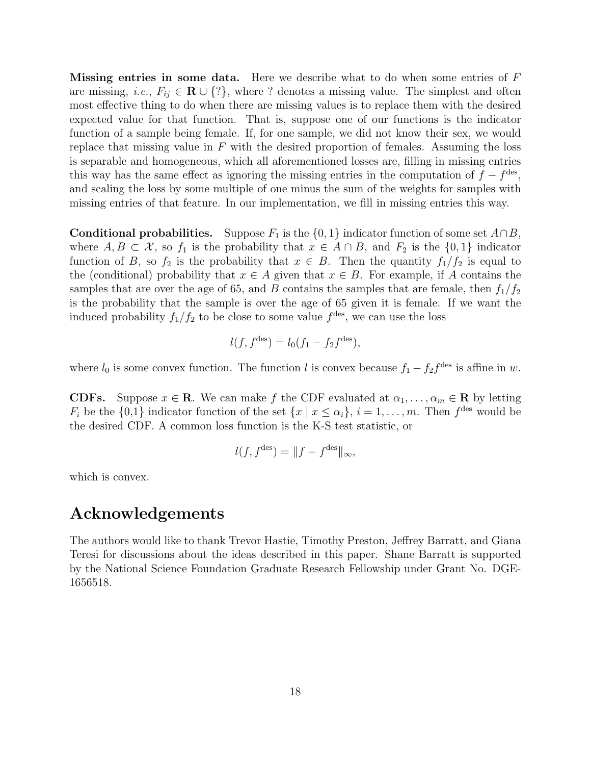**Missing entries in some data.** Here we describe what to do when some entries of $F$ are missing, *i.e.*, $F_{ij} \in \mathbf{R} \cup \{?\}$, where ? denotes a missing value. The simplest and often most effective thing to do when there are missing values is to replace them with the desired expected value for that function. That is, suppose one of our functions is the indicator function of a sample being female. If, for one sample, we did not know their sex, we would replace that missing value in $F$ with the desired proportion of females. Assuming the loss is separable and homogeneous, which all aforementioned losses are, filling in missing entries this way has the same effect as ignoring the missing entries in the computation of $f - f^{\text{des}}$, and scaling the loss by some multiple of one minus the sum of the weights for samples with missing entries of that feature. In our implementation, we fill in missing entries this way.

**Conditional probabilities.** Suppose $F_1$ is the $\{0, 1\}$ indicator function of some set $A \cap B$, where $A, B \subset \mathcal{X}$, so $f_1$ is the probability that $x \in A \cap B$, and $F_2$ is the $\{0, 1\}$ indicator function of $B$, so $f_2$ is the probability that $x \in B$. Then the quantity $f_1/f_2$ is equal to the (conditional) probability that $x \in A$ given that $x \in B$. For example, if $A$ contains the samples that are over the age of 65, and $B$ contains the samples that are female, then $f_1/f_2$ is the probability that the sample is over the age of 65 given it is female. If we want the induced probability $f_1/f_2$ to be close to some value $f^{\text{des}}$, we can use the loss

$$l(f, f^{\text{des}}) = l_0(f_1 - f_2 f^{\text{des}}),$$

where $l_0$ is some convex function. The function $l$ is convex because $f_1 - f_2 f^{\text{des}}$ is affine in $w$.

**CDFs.** Suppose $x \in \mathbf{R}$. We can make $f$ the CDF evaluated at $\alpha_1, \ldots, \alpha_m \in \mathbf{R}$ by letting $F_i$ be the {0,1} indicator function of the set $\{x \mid x \leq \alpha_i\}$, $i = 1, \ldots, m$. Then $f^{\text{des}}$ would be the desired CDF. A common loss function is the K-S test statistic, or

$$l(f, f^{\text{des}}) = \|f - f^{\text{des}}\|_\infty,$$

which is convex.

## Acknowledgements

The authors would like to thank Trevor Hastie, Timothy Preston, Jeffrey Barratt, and Giana Teresi for discussions about the ideas described in this paper. Shane Barratt is supported by the National Science Foundation Graduate Research Fellowship under Grant No. DGE-1656518.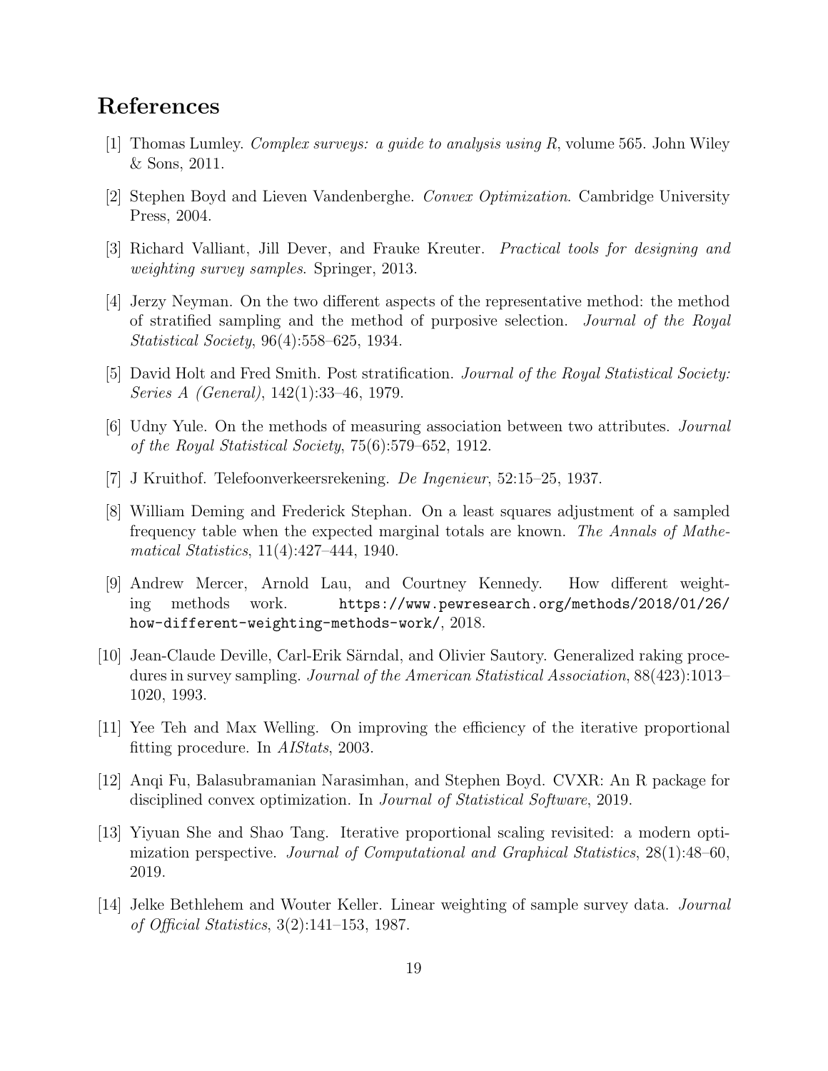# References

[1] Thomas Lumley. *Complex surveys: a guide to analysis using R*, volume 565. John Wiley & Sons, 2011.

[2] Stephen Boyd and Lieven Vandenberghe. *Convex Optimization*. Cambridge University Press, 2004.

[3] Richard Valliant, Jill Dever, and Frauke Kreuter. *Practical tools for designing and weighting survey samples*. Springer, 2013.

[4] Jerzy Neyman. On the two different aspects of the representative method: the method of stratified sampling and the method of purposive selection. *Journal of the Royal Statistical Society*, 96(4):558–625, 1934.

[5] David Holt and Fred Smith. Post stratification. *Journal of the Royal Statistical Society: Series A (General)*, 142(1):33–46, 1979.

[6] Udny Yule. On the methods of measuring association between two attributes. *Journal of the Royal Statistical Society*, 75(6):579–652, 1912.

[7] J Kruithof. Telefoonverkeersrekening. *De Ingenieur*, 52:15–25, 1937.

[8] William Deming and Frederick Stephan. On a least squares adjustment of a sampled frequency table when the expected marginal totals are known. *The Annals of Mathematical Statistics*, 11(4):427–444, 1940.

[9] Andrew Mercer, Arnold Lau, and Courtney Kennedy. How different weighting methods work. `https://www.pewresearch.org/methods/2018/01/26/how-different-weighting-methods-work/`, 2018.

[10] Jean-Claude Deville, Carl-Erik Särndal, and Olivier Sautory. Generalized raking procedures in survey sampling. *Journal of the American Statistical Association*, 88(423):1013–1020, 1993.

[11] Yee Teh and Max Welling. On improving the efficiency of the iterative proportional fitting procedure. In *AIStats*, 2003.

[12] Anqi Fu, Balasubramanian Narasimhan, and Stephen Boyd. CVXR: An R package for disciplined convex optimization. In *Journal of Statistical Software*, 2019.

[13] Yiyuan She and Shao Tang. Iterative proportional scaling revisited: a modern optimization perspective. *Journal of Computational and Graphical Statistics*, 28(1):48–60, 2019.

[14] Jelke Bethlehem and Wouter Keller. Linear weighting of sample survey data. *Journal of Official Statistics*, 3(2):141–153, 1987.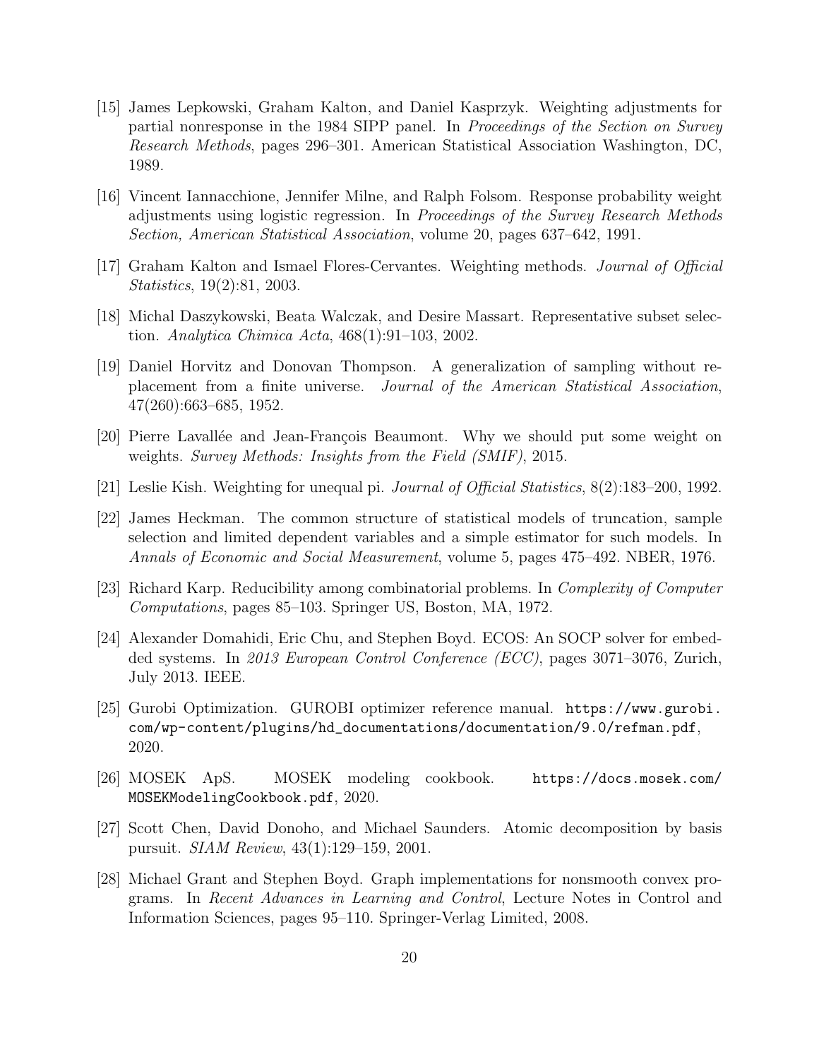[15] James Lepkowski, Graham Kalton, and Daniel Kasprzyk. Weighting adjustments for partial nonresponse in the 1984 SIPP panel. In *Proceedings of the Section on Survey Research Methods*, pages 296–301. American Statistical Association Washington, DC, 1989.

[16] Vincent Iannacchione, Jennifer Milne, and Ralph Folsom. Response probability weight adjustments using logistic regression. In *Proceedings of the Survey Research Methods Section, American Statistical Association*, volume 20, pages 637–642, 1991.

[17] Graham Kalton and Ismael Flores-Cervantes. Weighting methods. *Journal of Official Statistics*, 19(2):81, 2003.

[18] Michal Daszykowski, Beata Walczak, and Desire Massart. Representative subset selection. *Analytica Chimica Acta*, 468(1):91–103, 2002.

[19] Daniel Horvitz and Donovan Thompson. A generalization of sampling without replacement from a finite universe. *Journal of the American Statistical Association*, 47(260):663–685, 1952.

[20] Pierre Lavallée and Jean-François Beaumont. Why we should put some weight on weights. *Survey Methods: Insights from the Field (SMIF)*, 2015.

[21] Leslie Kish. Weighting for unequal pi. *Journal of Official Statistics*, 8(2):183–200, 1992.

[22] James Heckman. The common structure of statistical models of truncation, sample selection and limited dependent variables and a simple estimator for such models. In *Annals of Economic and Social Measurement*, volume 5, pages 475–492. NBER, 1976.

[23] Richard Karp. Reducibility among combinatorial problems. In *Complexity of Computer Computations*, pages 85–103. Springer US, Boston, MA, 1972.

[24] Alexander Domahidi, Eric Chu, and Stephen Boyd. ECOS: An SOCP solver for embedded systems. In *2013 European Control Conference (ECC)*, pages 3071–3076, Zurich, July 2013. IEEE.

[25] Gurobi Optimization. GUROBI optimizer reference manual. `https://www.gurobi.com/wp-content/plugins/hd_documentations/documentation/9.0/refman.pdf`, 2020.

[26] MOSEK ApS. MOSEK modeling cookbook. `https://docs.mosek.com/MOSEKModelingCookbook.pdf`, 2020.

[27] Scott Chen, David Donoho, and Michael Saunders. Atomic decomposition by basis pursuit. *SIAM Review*, 43(1):129–159, 2001.

[28] Michael Grant and Stephen Boyd. Graph implementations for nonsmooth convex programs. In *Recent Advances in Learning and Control*, Lecture Notes in Control and Information Sciences, pages 95–110. Springer-Verlag Limited, 2008.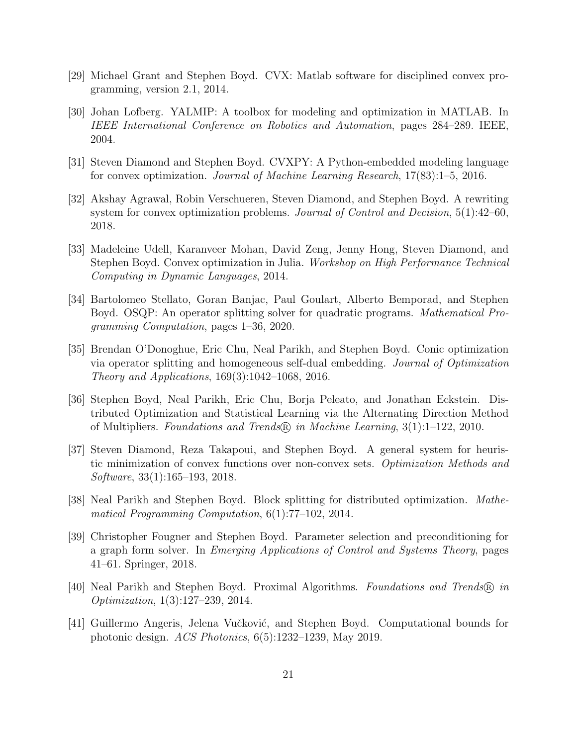[29] Michael Grant and Stephen Boyd. CVX: Matlab software for disciplined convex programming, version 2.1, 2014.

[30] Johan Lofberg. YALMIP: A toolbox for modeling and optimization in MATLAB. In *IEEE International Conference on Robotics and Automation*, pages 284–289. IEEE, 2004.

[31] Steven Diamond and Stephen Boyd. CVXPY: A Python-embedded modeling language for convex optimization. *Journal of Machine Learning Research*, 17(83):1–5, 2016.

[32] Akshay Agrawal, Robin Verschueren, Steven Diamond, and Stephen Boyd. A rewriting system for convex optimization problems. *Journal of Control and Decision*, 5(1):42–60, 2018.

[33] Madeleine Udell, Karanveer Mohan, David Zeng, Jenny Hong, Steven Diamond, and Stephen Boyd. Convex optimization in Julia. *Workshop on High Performance Technical Computing in Dynamic Languages*, 2014.

[34] Bartolomeo Stellato, Goran Banjac, Paul Goulart, Alberto Bemporad, and Stephen Boyd. OSQP: An operator splitting solver for quadratic programs. *Mathematical Programming Computation*, pages 1–36, 2020.

[35] Brendan O'Donoghue, Eric Chu, Neal Parikh, and Stephen Boyd. Conic optimization via operator splitting and homogeneous self-dual embedding. *Journal of Optimization Theory and Applications*, 169(3):1042–1068, 2016.

[36] Stephen Boyd, Neal Parikh, Eric Chu, Borja Peleato, and Jonathan Eckstein. Distributed Optimization and Statistical Learning via the Alternating Direction Method of Multipliers. *Foundations and Trends® in Machine Learning*, 3(1):1–122, 2010.

[37] Steven Diamond, Reza Takapoui, and Stephen Boyd. A general system for heuristic minimization of convex functions over non-convex sets. *Optimization Methods and Software*, 33(1):165–193, 2018.

[38] Neal Parikh and Stephen Boyd. Block splitting for distributed optimization. *Mathematical Programming Computation*, 6(1):77–102, 2014.

[39] Christopher Fougner and Stephen Boyd. Parameter selection and preconditioning for a graph form solver. In *Emerging Applications of Control and Systems Theory*, pages 41–61. Springer, 2018.

[40] Neal Parikh and Stephen Boyd. Proximal Algorithms. *Foundations and Trends® in Optimization*, 1(3):127–239, 2014.

[41] Guillermo Angeris, Jelena Vučković, and Stephen Boyd. Computational bounds for photonic design. *ACS Photonics*, 6(5):1232–1239, May 2019.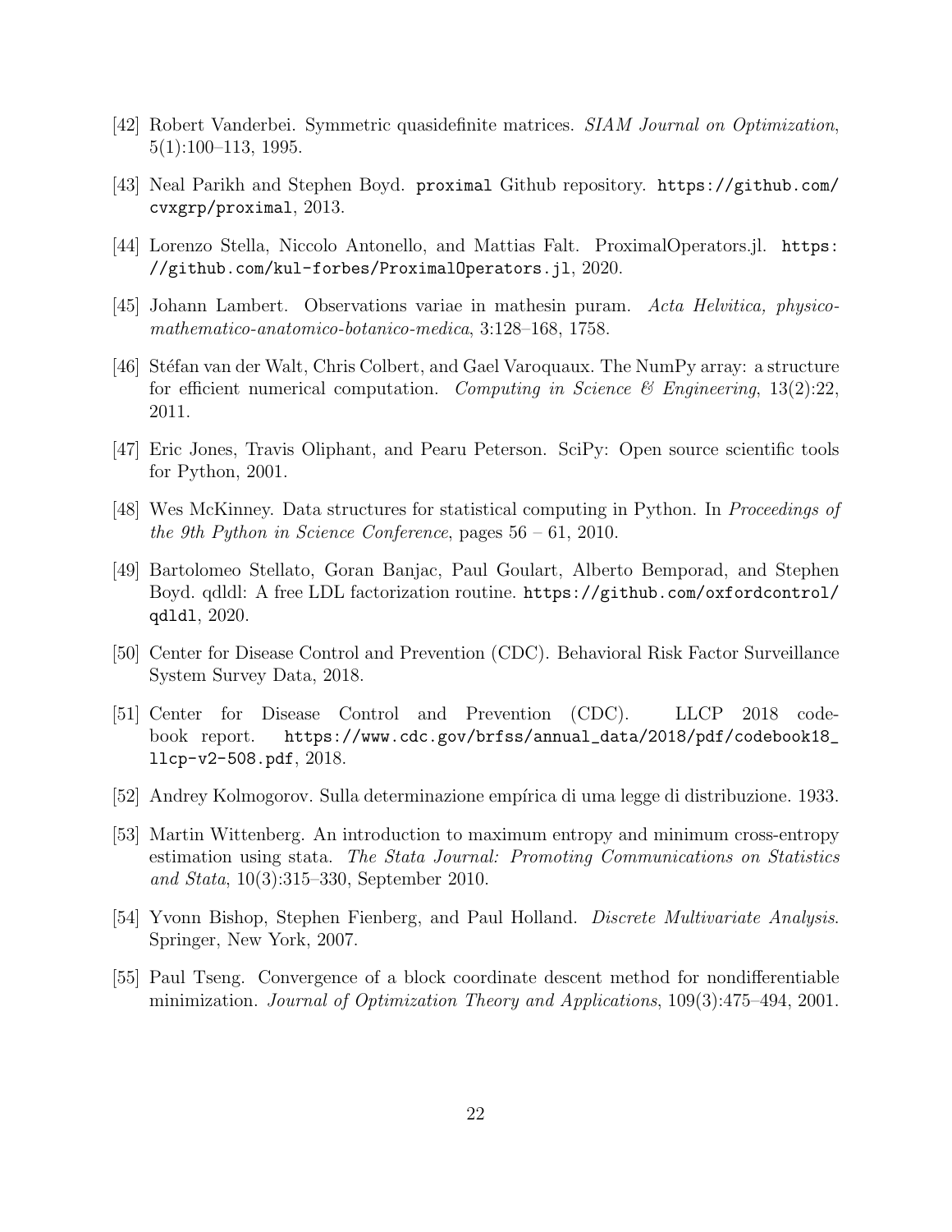[42] Robert Vanderbei. Symmetric quasidefinite matrices. *SIAM Journal on Optimization*, 5(1):100–113, 1995.

[43] Neal Parikh and Stephen Boyd. `proximal` Github repository. `https://github.com/cvxgrp/proximal`, 2013.

[44] Lorenzo Stella, Niccolo Antonello, and Mattias Falt. ProximalOperators.jl. `https://github.com/kul-forbes/ProximalOperators.jl`, 2020.

[45] Johann Lambert. Observations variae in mathesin puram. *Acta Helvitica, physico-mathematico-anatomico-botanico-medica*, 3:128–168, 1758.

[46] Stéfan van der Walt, Chris Colbert, and Gael Varoquaux. The NumPy array: a structure for efficient numerical computation. *Computing in Science & Engineering*, 13(2):22, 2011.

[47] Eric Jones, Travis Oliphant, and Pearu Peterson. SciPy: Open source scientific tools for Python, 2001.

[48] Wes McKinney. Data structures for statistical computing in Python. In *Proceedings of the 9th Python in Science Conference*, pages 56 – 61, 2010.

[49] Bartolomeo Stellato, Goran Banjac, Paul Goulart, Alberto Bemporad, and Stephen Boyd. qdldl: A free LDL factorization routine. `https://github.com/oxfordcontrol/qdldl`, 2020.

[50] Center for Disease Control and Prevention (CDC). Behavioral Risk Factor Surveillance System Survey Data, 2018.

[51] Center for Disease Control and Prevention (CDC). LLCP 2018 codebook report. `https://www.cdc.gov/brfss/annual_data/2018/pdf/codebook18_llcp-v2-508.pdf`, 2018.

[52] Andrey Kolmogorov. Sulla determinazione empírica di uma legge di distribuzione. 1933.

[53] Martin Wittenberg. An introduction to maximum entropy and minimum cross-entropy estimation using stata. *The Stata Journal: Promoting Communications on Statistics and Stata*, 10(3):315–330, September 2010.

[54] Yvonn Bishop, Stephen Fienberg, and Paul Holland. *Discrete Multivariate Analysis*. Springer, New York, 2007.

[55] Paul Tseng. Convergence of a block coordinate descent method for nondifferentiable minimization. *Journal of Optimization Theory and Applications*, 109(3):475–494, 2001.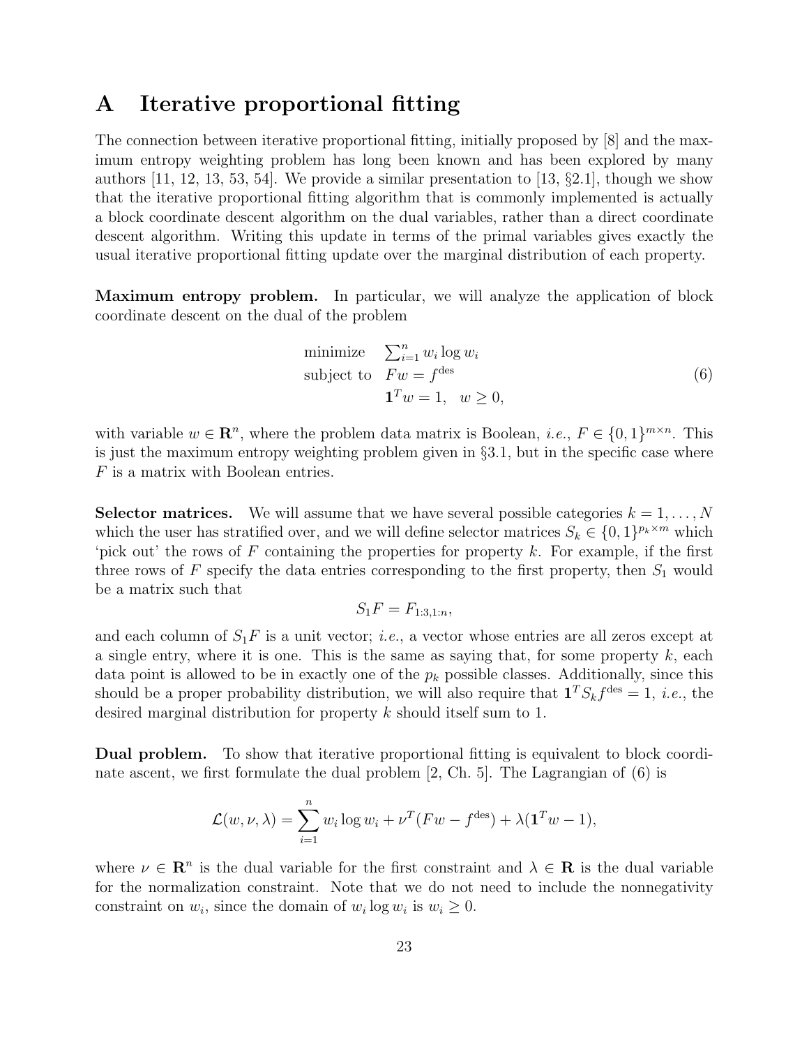# A Iterative proportional fitting

The connection between iterative proportional fitting, initially proposed by [8] and the maximum entropy weighting problem has long been known and has been explored by many authors [11, 12, 13, 53, 54]. We provide a similar presentation to [13, §2.1], though we show that the iterative proportional fitting algorithm that is commonly implemented is actually a block coordinate descent algorithm on the dual variables, rather than a direct coordinate descent algorithm. Writing this update in terms of the primal variables gives exactly the usual iterative proportional fitting update over the marginal distribution of each property.

**Maximum entropy problem.** In particular, we will analyze the application of block coordinate descent on the dual of the problem

$$
\begin{array}{ll}
\text{minimize} & \sum_{i=1}^n w_i \log w_i \\
\text{subject to} & Fw = f^{\text{des}} \\
& \mathbf{1}^T w = 1, \quad w \geq 0,
\end{array}
\tag{6}
$$

with variable $w \in \mathbf{R}^n$, where the problem data matrix is Boolean, *i.e.*, $F \in \{0,1\}^{m \times n}$. This is just the maximum entropy weighting problem given in §3.1, but in the specific case where $F$ is a matrix with Boolean entries.

**Selector matrices.** We will assume that we have several possible categories $k = 1, \ldots, N$ which the user has stratified over, and we will define selector matrices $S_k \in \{0,1\}^{p_k \times m}$ which 'pick out' the rows of $F$ containing the properties for property $k$. For example, if the first three rows of $F$ specify the data entries corresponding to the first property, then $S_1$ would be a matrix such that

$$
S_1 F = F_{1:3,1:n},
$$

and each column of $S_1 F$ is a unit vector; *i.e.*, a vector whose entries are all zeros except at a single entry, where it is one. This is the same as saying that, for some property $k$, each data point is allowed to be in exactly one of the $p_k$ possible classes. Additionally, since this should be a proper probability distribution, we will also require that $\mathbf{1}^T S_k f^{\text{des}} = 1$, *i.e.*, the desired marginal distribution for property $k$ should itself sum to 1.

**Dual problem.** To show that iterative proportional fitting is equivalent to block coordinate ascent, we first formulate the dual problem [2, Ch. 5]. The Lagrangian of (6) is

$$
\mathcal{L}(w, \nu, \lambda) = \sum_{i=1}^n w_i \log w_i + \nu^T (Fw - f^{\text{des}}) + \lambda(\mathbf{1}^T w - 1),
$$

where $\nu \in \mathbf{R}^n$ is the dual variable for the first constraint and $\lambda \in \mathbf{R}$ is the dual variable for the normalization constraint. Note that we do not need to include the nonnegativity constraint on $w_i$, since the domain of $w_i \log w_i$ is $w_i \geq 0$.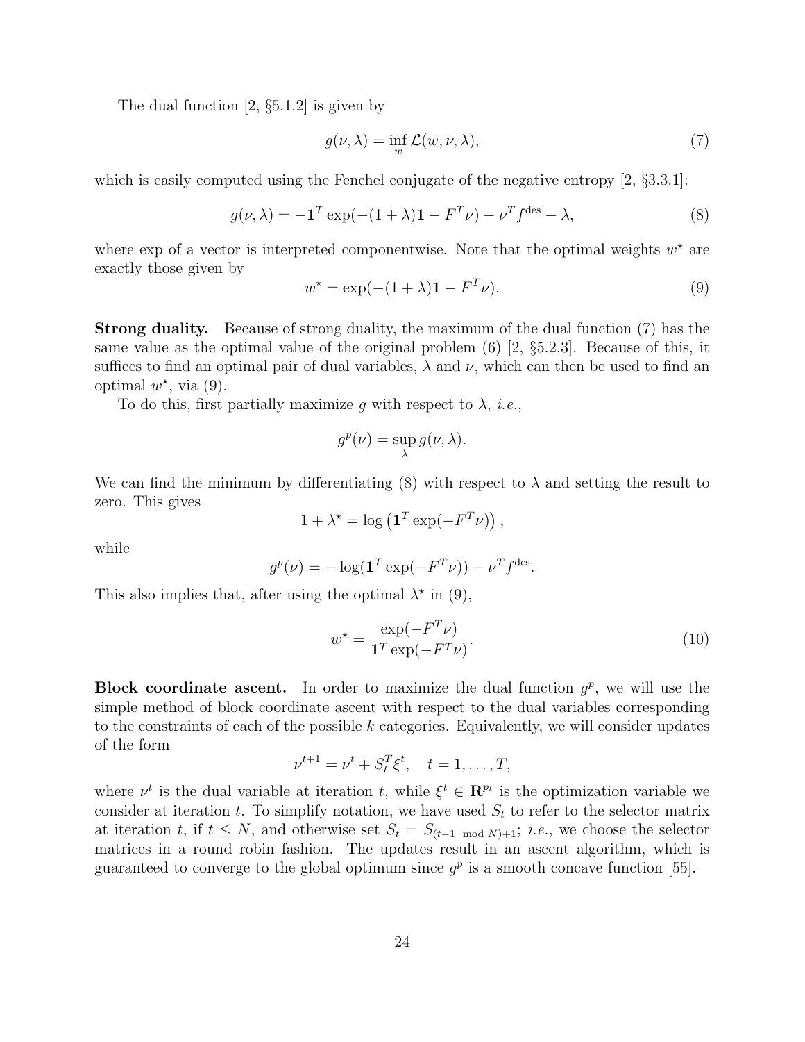The dual function [2, §5.1.2] is given by

$$g(\nu, \lambda) = \inf_w \mathcal{L}(w, \nu, \lambda), \tag{7}$$

which is easily computed using the Fenchel conjugate of the negative entropy [2, §3.3.1]:

$$g(\nu, \lambda) = -\mathbf{1}^T \exp(-(1+\lambda)\mathbf{1} - F^T\nu) - \nu^T f^{\text{des}} - \lambda, \tag{8}$$

where exp of a vector is interpreted componentwise. Note that the optimal weights $w^\star$ are exactly those given by

$$w^\star = \exp(-(1+\lambda)\mathbf{1} - F^T\nu). \tag{9}$$

**Strong duality.** Because of strong duality, the maximum of the dual function (7) has the same value as the optimal value of the original problem (6) [2, §5.2.3]. Because of this, it suffices to find an optimal pair of dual variables, $\lambda$ and $\nu$, which can then be used to find an optimal $w^\star$, via (9).

To do this, first partially maximize $g$ with respect to $\lambda$, *i.e.*,

$$g^p(\nu) = \sup_\lambda g(\nu, \lambda).$$

We can find the minimum by differentiating (8) with respect to $\lambda$ and setting the result to zero. This gives

$$1 + \lambda^\star = \log\left(\mathbf{1}^T \exp(-F^T\nu)\right),$$

while

$$g^p(\nu) = -\log(\mathbf{1}^T \exp(-F^T\nu)) - \nu^T f^{\text{des}}.$$

This also implies that, after using the optimal $\lambda^\star$ in (9),

$$w^\star = \frac{\exp(-F^T\nu)}{\mathbf{1}^T \exp(-F^T\nu)}. \tag{10}$$

**Block coordinate ascent.** In order to maximize the dual function $g^p$, we will use the simple method of block coordinate ascent with respect to the dual variables corresponding to the constraints of each of the possible $k$ categories. Equivalently, we will consider updates of the form

$$\nu^{t+1} = \nu^t + S_t^T \xi^t, \quad t = 1, \ldots, T,$$

where $\nu^t$ is the dual variable at iteration $t$, while $\xi^t \in \mathbf{R}^{p_t}$ is the optimization variable we consider at iteration $t$. To simplify notation, we have used $S_t$ to refer to the selector matrix at iteration $t$, if $t \leq N$, and otherwise set $S_t = S_{(t-1 \mod N)+1}$; *i.e.*, we choose the selector matrices in a round robin fashion. The updates result in an ascent algorithm, which is guaranteed to converge to the global optimum since $g^p$ is a smooth concave function [55].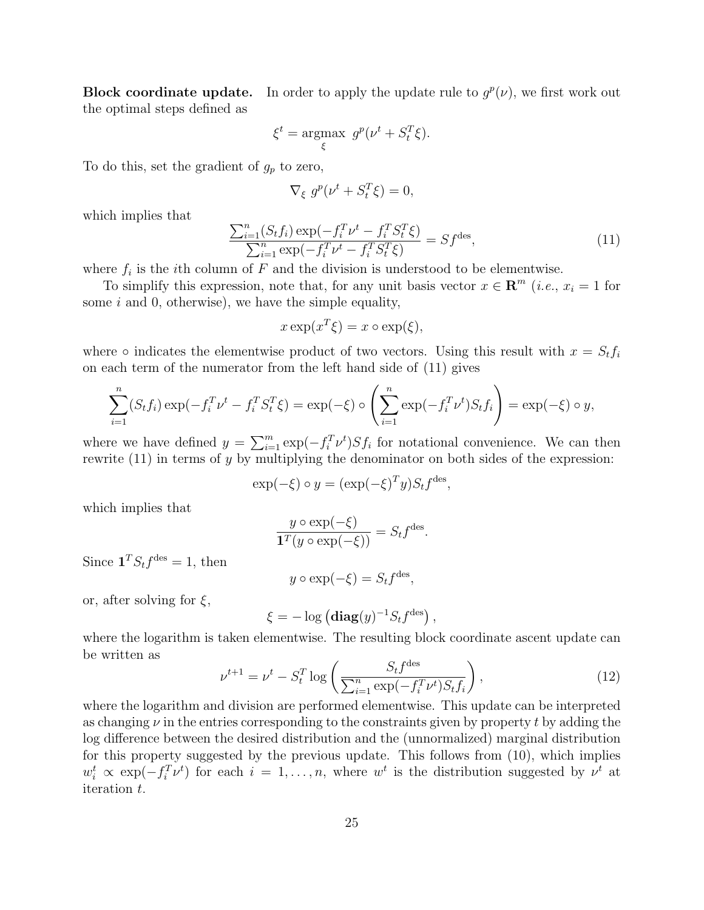**Block coordinate update.** In order to apply the update rule to $g^p(\nu)$, we first work out the optimal steps defined as

$$\xi^t = \underset{\xi}{\text{argmax}}\ g^p(\nu^t + S_t^T \xi).$$

To do this, set the gradient of $g_p$ to zero,

$$\nabla_\xi\ g^p(\nu^t + S_t^T \xi) = 0,$$

which implies that

$$\frac{\sum_{i=1}^n (S_t f_i) \exp(-f_i^T \nu^t - f_i^T S_t^T \xi)}{\sum_{i=1}^n \exp(-f_i^T \nu^t - f_i^T S_t^T \xi)} = S f^{\text{des}}, \tag{11}$$

where $f_i$ is the $i$th column of $F$ and the division is understood to be elementwise.

To simplify this expression, note that, for any unit basis vector $x \in \mathbf{R}^m$ (*i.e.*, $x_i = 1$ for some $i$ and 0, otherwise), we have the simple equality,

$$x \exp(x^T \xi) = x \circ \exp(\xi),$$

where $\circ$ indicates the elementwise product of two vectors. Using this result with $x = S_t f_i$ on each term of the numerator from the left hand side of (11) gives

$$\sum_{i=1}^n (S_t f_i) \exp(-f_i^T \nu^t - f_i^T S_t^T \xi) = \exp(-\xi) \circ \left( \sum_{i=1}^n \exp(-f_i^T \nu^t) S_t f_i \right) = \exp(-\xi) \circ y,$$

where we have defined $y = \sum_{i=1}^m \exp(-f_i^T \nu^t) S f_i$ for notational convenience. We can then rewrite (11) in terms of $y$ by multiplying the denominator on both sides of the expression:

$$\exp(-\xi) \circ y = (\exp(-\xi)^T y) S_t f^{\text{des}},$$

which implies that

$$\frac{y \circ \exp(-\xi)}{\mathbf{1}^T (y \circ \exp(-\xi))} = S_t f^{\text{des}}.$$

Since $\mathbf{1}^T S_t f^{\text{des}} = 1$, then

$$y \circ \exp(-\xi) = S_t f^{\text{des}},$$

or, after solving for $\xi$,

$$\xi = -\log\left(\mathbf{diag}(y)^{-1} S_t f^{\text{des}}\right),$$

where the logarithm is taken elementwise. The resulting block coordinate ascent update can be written as

$$\nu^{t+1} = \nu^t - S_t^T \log\left( \frac{S_t f^{\text{des}}}{\sum_{i=1}^n \exp(-f_i^T \nu^t) S_t f_i} \right), \tag{12}$$

where the logarithm and division are performed elementwise. This update can be interpreted as changing $\nu$ in the entries corresponding to the constraints given by property $t$ by adding the log difference between the desired distribution and the (unnormalized) marginal distribution for this property suggested by the previous update. This follows from (10), which implies $w_i^t \propto \exp(-f_i^T \nu^t)$ for each $i = 1, \dots, n$, where $w^t$ is the distribution suggested by $\nu^t$ at iteration $t$.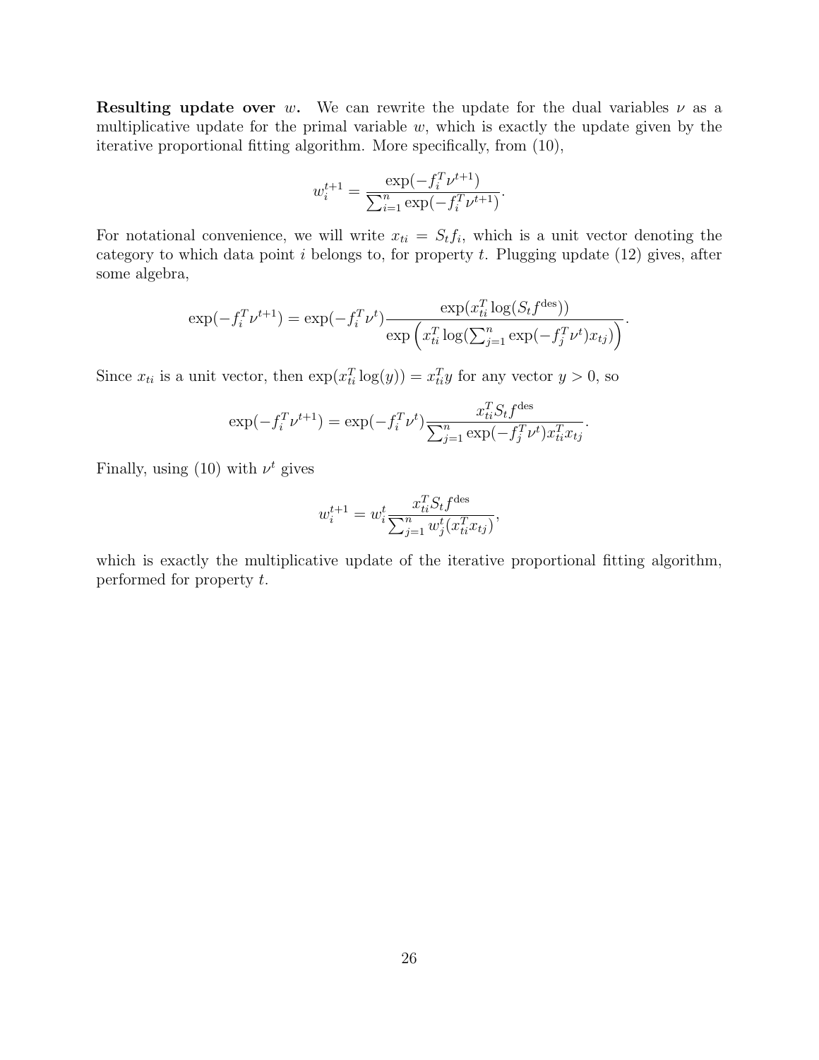**Resulting update over** $w$**.** We can rewrite the update for the dual variables $\nu$ as a multiplicative update for the primal variable $w$, which is exactly the update given by the iterative proportional fitting algorithm. More specifically, from (10),

$$w_i^{t+1} = \frac{\exp(-f_i^T \nu^{t+1})}{\sum_{i=1}^n \exp(-f_i^T \nu^{t+1})}.$$

For notational convenience, we will write $x_{ti} = S_t f_i$, which is a unit vector denoting the category to which data point $i$ belongs to, for property $t$. Plugging update (12) gives, after some algebra,

$$\exp(-f_i^T \nu^{t+1}) = \exp(-f_i^T \nu^t) \frac{\exp(x_{ti}^T \log(S_t f^{\text{des}}))}{\exp\left(x_{ti}^T \log(\sum_{j=1}^n \exp(-f_j^T \nu^t) x_{tj})\right)}.$$

Since $x_{ti}$ is a unit vector, then $\exp(x_{ti}^T \log(y)) = x_{ti}^T y$ for any vector $y > 0$, so

$$\exp(-f_i^T \nu^{t+1}) = \exp(-f_i^T \nu^t) \frac{x_{ti}^T S_t f^{\text{des}}}{\sum_{j=1}^n \exp(-f_j^T \nu^t) x_{ti}^T x_{tj}}.$$

Finally, using (10) with $\nu^t$ gives

$$w_i^{t+1} = w_i^t \frac{x_{ti}^T S_t f^{\text{des}}}{\sum_{j=1}^n w_j^t (x_{ti}^T x_{tj})},$$

which is exactly the multiplicative update of the iterative proportional fitting algorithm, performed for property $t$.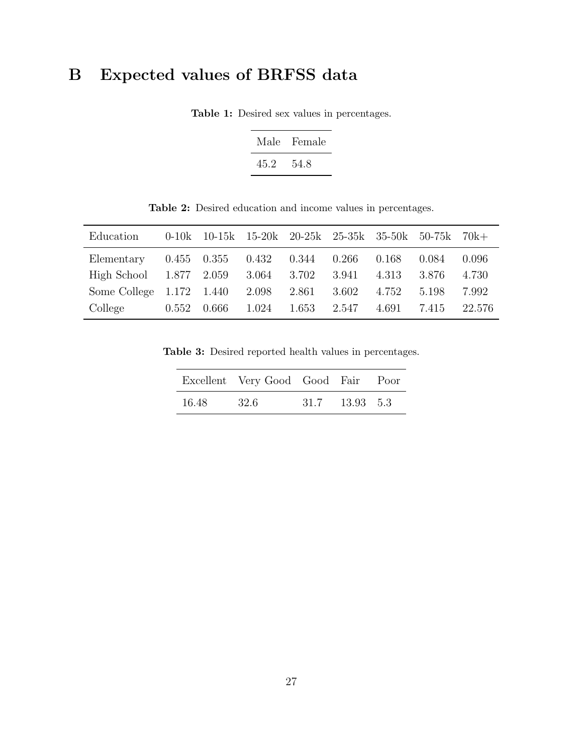# B Expected values of BRFSS data

**Table 1:** Desired sex values in percentages.

| Male | Female |
|---|---|
| 45.2 | 54.8 |

**Table 2:** Desired education and income values in percentages.

| Education | 0-10k | 10-15k | 15-20k | 20-25k | 25-35k | 35-50k | 50-75k | 70k+ |
|---|---|---|---|---|---|---|---|---|
| Elementary | 0.455 | 0.355 | 0.432 | 0.344 | 0.266 | 0.168 | 0.084 | 0.096 |
| High School | 1.877 | 2.059 | 3.064 | 3.702 | 3.941 | 4.313 | 3.876 | 4.730 |
| Some College | 1.172 | 1.440 | 2.098 | 2.861 | 3.602 | 4.752 | 5.198 | 7.992 |
| College | 0.552 | 0.666 | 1.024 | 1.653 | 2.547 | 4.691 | 7.415 | 22.576 |

**Table 3:** Desired reported health values in percentages.

| Excellent | Very Good | Good | Fair | Poor |
|---|---|---|---|---|
| 16.48 | 32.6 | 31.7 | 13.93 | 5.3 |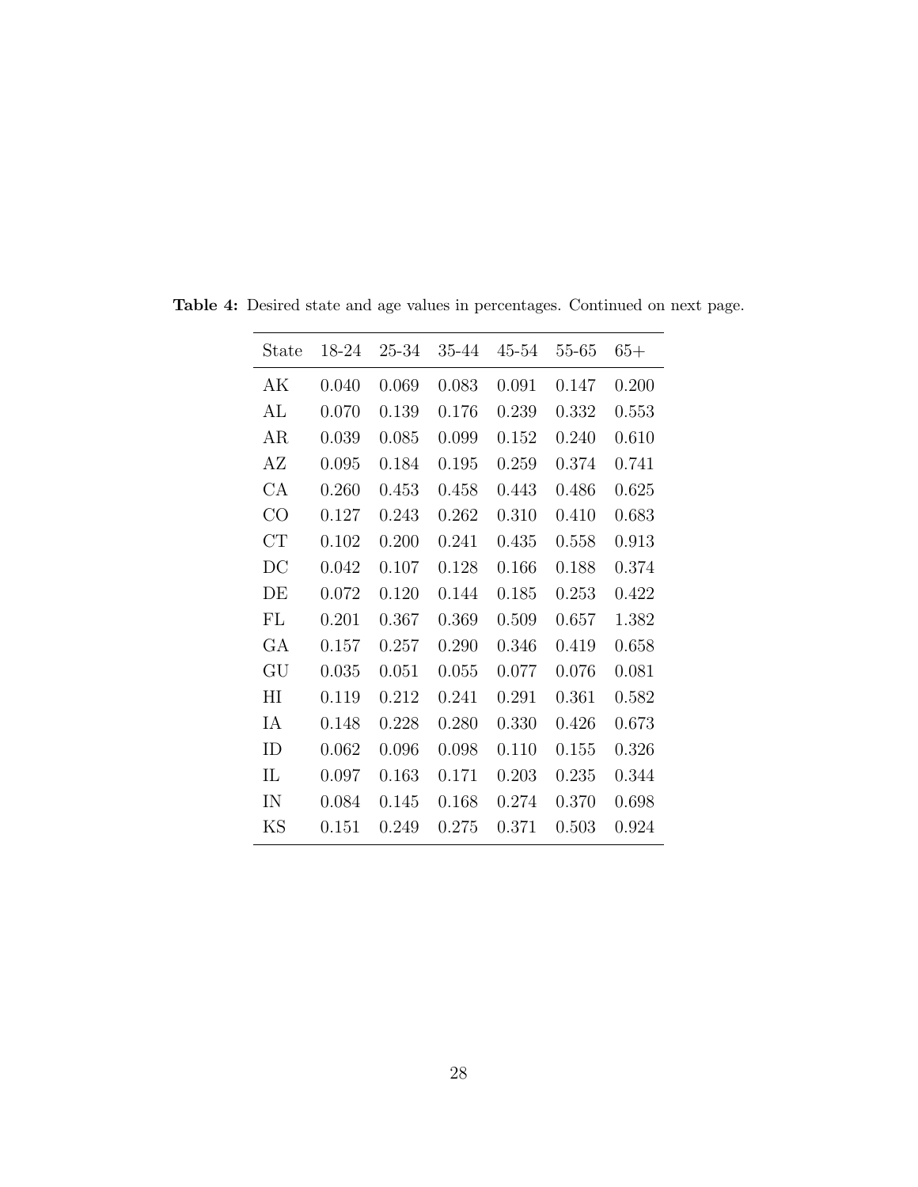**Table 4:** Desired state and age values in percentages. Continued on next page.

| State | 18-24 | 25-34 | 35-44 | 45-54 | 55-65 | 65+ |
|---|---|---|---|---|---|---|
| AK | 0.040 | 0.069 | 0.083 | 0.091 | 0.147 | 0.200 |
| AL | 0.070 | 0.139 | 0.176 | 0.239 | 0.332 | 0.553 |
| AR | 0.039 | 0.085 | 0.099 | 0.152 | 0.240 | 0.610 |
| AZ | 0.095 | 0.184 | 0.195 | 0.259 | 0.374 | 0.741 |
| CA | 0.260 | 0.453 | 0.458 | 0.443 | 0.486 | 0.625 |
| CO | 0.127 | 0.243 | 0.262 | 0.310 | 0.410 | 0.683 |
| CT | 0.102 | 0.200 | 0.241 | 0.435 | 0.558 | 0.913 |
| DC | 0.042 | 0.107 | 0.128 | 0.166 | 0.188 | 0.374 |
| DE | 0.072 | 0.120 | 0.144 | 0.185 | 0.253 | 0.422 |
| FL | 0.201 | 0.367 | 0.369 | 0.509 | 0.657 | 1.382 |
| GA | 0.157 | 0.257 | 0.290 | 0.346 | 0.419 | 0.658 |
| GU | 0.035 | 0.051 | 0.055 | 0.077 | 0.076 | 0.081 |
| HI | 0.119 | 0.212 | 0.241 | 0.291 | 0.361 | 0.582 |
| IA | 0.148 | 0.228 | 0.280 | 0.330 | 0.426 | 0.673 |
| ID | 0.062 | 0.096 | 0.098 | 0.110 | 0.155 | 0.326 |
| IL | 0.097 | 0.163 | 0.171 | 0.203 | 0.235 | 0.344 |
| IN | 0.084 | 0.145 | 0.168 | 0.274 | 0.370 | 0.698 |
| KS | 0.151 | 0.249 | 0.275 | 0.371 | 0.503 | 0.924 |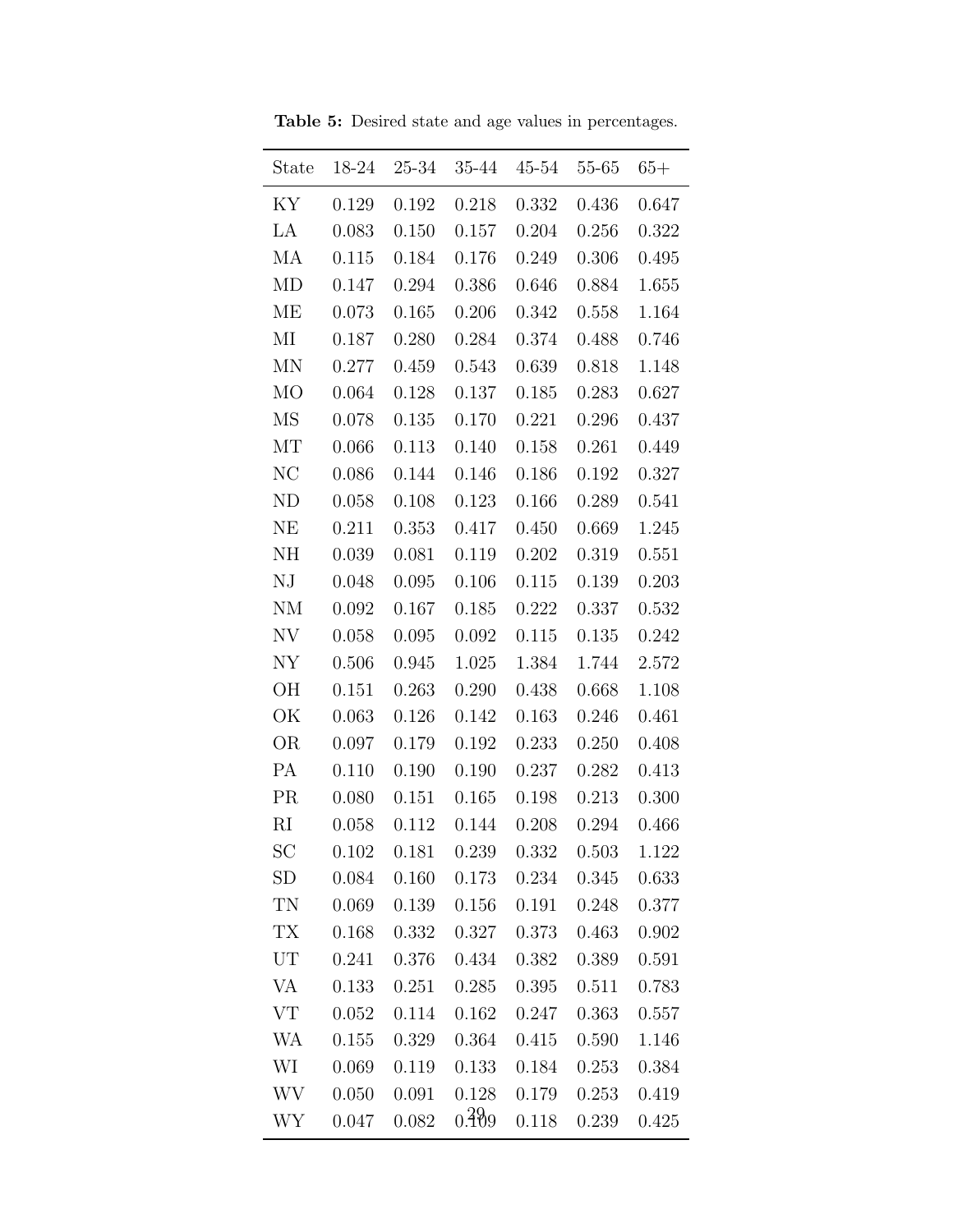**Table 5:** Desired state and age values in percentages.

| State | 18-24 | 25-34 | 35-44 | 45-54 | 55-65 | 65+ |
|---|---|---|---|---|---|---|
| KY | 0.129 | 0.192 | 0.218 | 0.332 | 0.436 | 0.647 |
| LA | 0.083 | 0.150 | 0.157 | 0.204 | 0.256 | 0.322 |
| MA | 0.115 | 0.184 | 0.176 | 0.249 | 0.306 | 0.495 |
| MD | 0.147 | 0.294 | 0.386 | 0.646 | 0.884 | 1.655 |
| ME | 0.073 | 0.165 | 0.206 | 0.342 | 0.558 | 1.164 |
| MI | 0.187 | 0.280 | 0.284 | 0.374 | 0.488 | 0.746 |
| MN | 0.277 | 0.459 | 0.543 | 0.639 | 0.818 | 1.148 |
| MO | 0.064 | 0.128 | 0.137 | 0.185 | 0.283 | 0.627 |
| MS | 0.078 | 0.135 | 0.170 | 0.221 | 0.296 | 0.437 |
| MT | 0.066 | 0.113 | 0.140 | 0.158 | 0.261 | 0.449 |
| NC | 0.086 | 0.144 | 0.146 | 0.186 | 0.192 | 0.327 |
| ND | 0.058 | 0.108 | 0.123 | 0.166 | 0.289 | 0.541 |
| NE | 0.211 | 0.353 | 0.417 | 0.450 | 0.669 | 1.245 |
| NH | 0.039 | 0.081 | 0.119 | 0.202 | 0.319 | 0.551 |
| NJ | 0.048 | 0.095 | 0.106 | 0.115 | 0.139 | 0.203 |
| NM | 0.092 | 0.167 | 0.185 | 0.222 | 0.337 | 0.532 |
| NV | 0.058 | 0.095 | 0.092 | 0.115 | 0.135 | 0.242 |
| NY | 0.506 | 0.945 | 1.025 | 1.384 | 1.744 | 2.572 |
| OH | 0.151 | 0.263 | 0.290 | 0.438 | 0.668 | 1.108 |
| OK | 0.063 | 0.126 | 0.142 | 0.163 | 0.246 | 0.461 |
| OR | 0.097 | 0.179 | 0.192 | 0.233 | 0.250 | 0.408 |
| PA | 0.110 | 0.190 | 0.190 | 0.237 | 0.282 | 0.413 |
| PR | 0.080 | 0.151 | 0.165 | 0.198 | 0.213 | 0.300 |
| RI | 0.058 | 0.112 | 0.144 | 0.208 | 0.294 | 0.466 |
| SC | 0.102 | 0.181 | 0.239 | 0.332 | 0.503 | 1.122 |
| SD | 0.084 | 0.160 | 0.173 | 0.234 | 0.345 | 0.633 |
| TN | 0.069 | 0.139 | 0.156 | 0.191 | 0.248 | 0.377 |
| TX | 0.168 | 0.332 | 0.327 | 0.373 | 0.463 | 0.902 |
| UT | 0.241 | 0.376 | 0.434 | 0.382 | 0.389 | 0.591 |
| VA | 0.133 | 0.251 | 0.285 | 0.395 | 0.511 | 0.783 |
| VT | 0.052 | 0.114 | 0.162 | 0.247 | 0.363 | 0.557 |
| WA | 0.155 | 0.329 | 0.364 | 0.415 | 0.590 | 1.146 |
| WI | 0.069 | 0.119 | 0.133 | 0.184 | 0.253 | 0.384 |
| WV | 0.050 | 0.091 | 0.128 | 0.179 | 0.253 | 0.419 |
| WY | 0.047 | 0.082 | 0.109 | 0.118 | 0.239 | 0.425 |